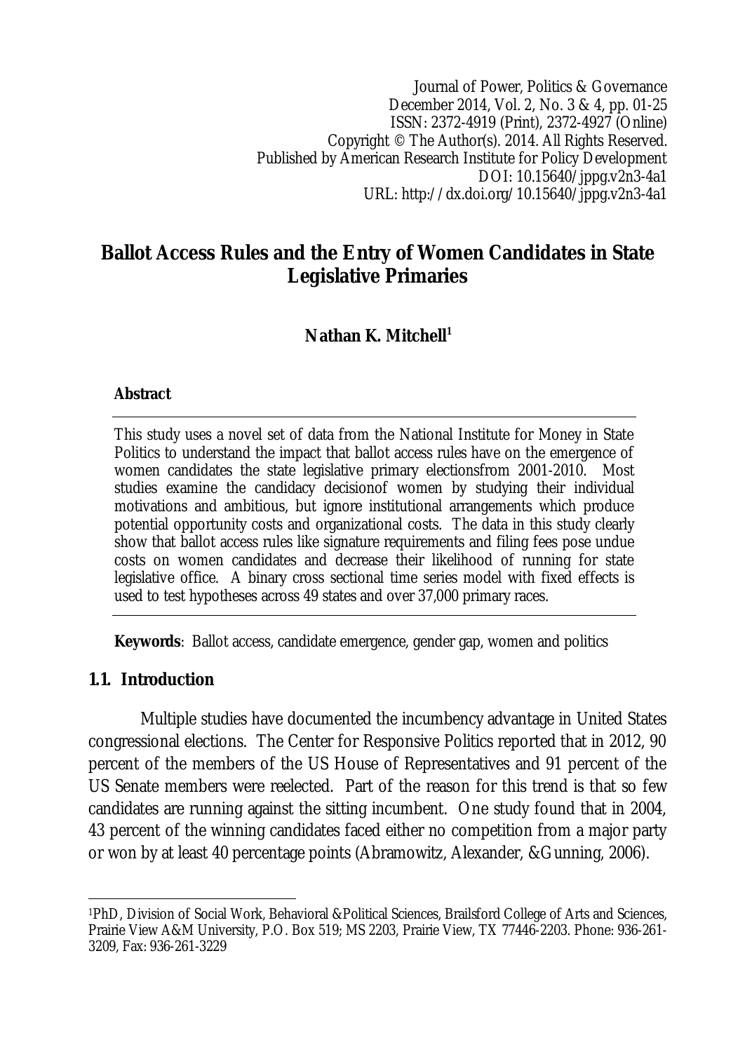Journal of Power, Politics & Governance
December 2014, Vol. 2, No. 3 & 4, pp. 01-25
ISSN: 2372-4919 (Print), 2372-4927 (Online)
Copyright © The Author(s). 2014. All Rights Reserved.
Published by American Research Institute for Policy Development
DOI: 10.15640/jppg.v2n3-4a1
URL: http://dx.doi.org/10.15640/jppg.v2n3-4a1

# Ballot Access Rules and the Entry of Women Candidates in State Legislative Primaries

**Nathan K. Mitchell**[1]

**Abstract**

This study uses a novel set of data from the National Institute for Money in State Politics to understand the impact that ballot access rules have on the emergence of women candidates the state legislative primary electionsfrom 2001-2010. Most studies examine the candidacy decisionof women by studying their individual motivations and ambitious, but ignore institutional arrangements which produce potential opportunity costs and organizational costs. The data in this study clearly show that ballot access rules like signature requirements and filing fees pose undue costs on women candidates and decrease their likelihood of running for state legislative office. A binary cross sectional time series model with fixed effects is used to test hypotheses across 49 states and over 37,000 primary races.

**Keywords**: Ballot access, candidate emergence, gender gap, women and politics

## 1.1. Introduction

Multiple studies have documented the incumbency advantage in United States congressional elections. The Center for Responsive Politics reported that in 2012, 90 percent of the members of the US House of Representatives and 91 percent of the US Senate members were reelected. Part of the reason for this trend is that so few candidates are running against the sitting incumbent. One study found that in 2004, 43 percent of the winning candidates faced either no competition from a major party or won by at least 40 percentage points (Abramowitz, Alexander, &Gunning, 2006).

[1]PhD, Division of Social Work, Behavioral &Political Sciences, Brailsford College of Arts and Sciences, Prairie View A&M University, P.O. Box 519; MS 2203, Prairie View, TX 77446-2203. Phone: 936-261-3209, Fax: 936-261-3229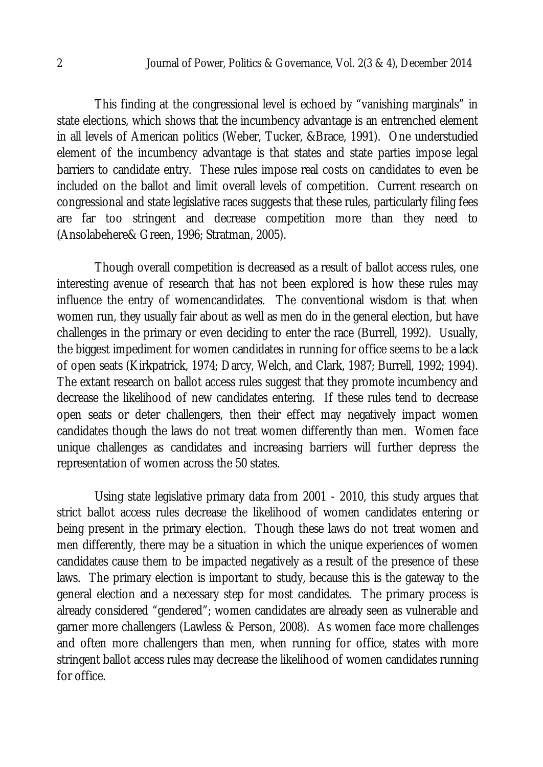This finding at the congressional level is echoed by "vanishing marginals" in state elections, which shows that the incumbency advantage is an entrenched element in all levels of American politics (Weber, Tucker, &Brace, 1991). One understudied element of the incumbency advantage is that states and state parties impose legal barriers to candidate entry. These rules impose real costs on candidates to even be included on the ballot and limit overall levels of competition. Current research on congressional and state legislative races suggests that these rules, particularly filing fees are far too stringent and decrease competition more than they need to (Ansolabehere& Green, 1996; Stratman, 2005).

Though overall competition is decreased as a result of ballot access rules, one interesting avenue of research that has not been explored is how these rules may influence the entry of womencandidates. The conventional wisdom is that when women run, they usually fair about as well as men do in the general election, but have challenges in the primary or even deciding to enter the race (Burrell, 1992). Usually, the biggest impediment for women candidates in running for office seems to be a lack of open seats (Kirkpatrick, 1974; Darcy, Welch, and Clark, 1987; Burrell, 1992; 1994). The extant research on ballot access rules suggest that they promote incumbency and decrease the likelihood of new candidates entering. If these rules tend to decrease open seats or deter challengers, then their effect may negatively impact women candidates though the laws do not treat women differently than men. Women face unique challenges as candidates and increasing barriers will further depress the representation of women across the 50 states.

Using state legislative primary data from 2001 - 2010, this study argues that strict ballot access rules decrease the likelihood of women candidates entering or being present in the primary election. Though these laws do not treat women and men differently, there may be a situation in which the unique experiences of women candidates cause them to be impacted negatively as a result of the presence of these laws. The primary election is important to study, because this is the gateway to the general election and a necessary step for most candidates. The primary process is already considered "gendered"; women candidates are already seen as vulnerable and garner more challengers (Lawless & Person, 2008). As women face more challenges and often more challengers than men, when running for office, states with more stringent ballot access rules may decrease the likelihood of women candidates running for office.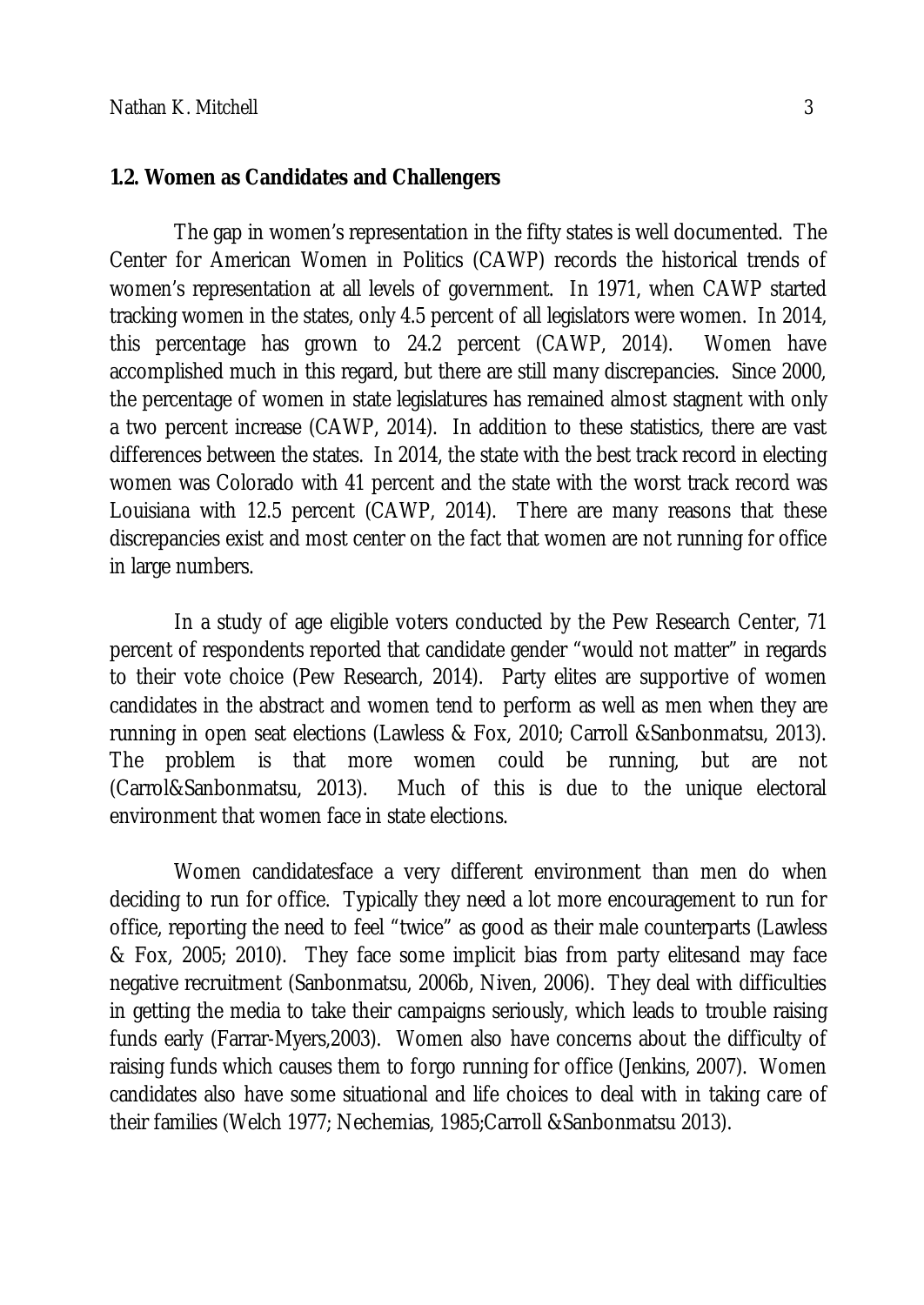## 1.2. Women as Candidates and Challengers

The gap in women's representation in the fifty states is well documented. The Center for American Women in Politics (CAWP) records the historical trends of women's representation at all levels of government. In 1971, when CAWP started tracking women in the states, only 4.5 percent of all legislators were women. In 2014, this percentage has grown to 24.2 percent (CAWP, 2014). Women have accomplished much in this regard, but there are still many discrepancies. Since 2000, the percentage of women in state legislatures has remained almost stagnent with only a two percent increase (CAWP, 2014). In addition to these statistics, there are vast differences between the states. In 2014, the state with the best track record in electing women was Colorado with 41 percent and the state with the worst track record was Louisiana with 12.5 percent (CAWP, 2014). There are many reasons that these discrepancies exist and most center on the fact that women are not running for office in large numbers.

In a study of age eligible voters conducted by the Pew Research Center, 71 percent of respondents reported that candidate gender "would not matter" in regards to their vote choice (Pew Research, 2014). Party elites are supportive of women candidates in the abstract and women tend to perform as well as men when they are running in open seat elections (Lawless & Fox, 2010; Carroll &Sanbonmatsu, 2013). The problem is that more women could be running, but are not (Carrol&Sanbonmatsu, 2013). Much of this is due to the unique electoral environment that women face in state elections.

Women candidatesface a very different environment than men do when deciding to run for office. Typically they need a lot more encouragement to run for office, reporting the need to feel "twice" as good as their male counterparts (Lawless & Fox, 2005; 2010). They face some implicit bias from party elitesand may face negative recruitment (Sanbonmatsu, 2006b, Niven, 2006). They deal with difficulties in getting the media to take their campaigns seriously, which leads to trouble raising funds early (Farrar-Myers,2003). Women also have concerns about the difficulty of raising funds which causes them to forgo running for office (Jenkins, 2007). Women candidates also have some situational and life choices to deal with in taking care of their families (Welch 1977; Nechemias, 1985;Carroll &Sanbonmatsu 2013).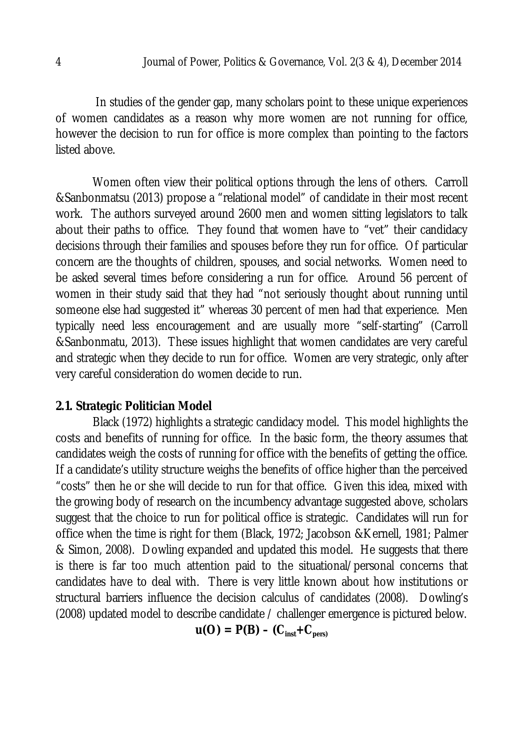In studies of the gender gap, many scholars point to these unique experiences of women candidates as a reason why more women are not running for office, however the decision to run for office is more complex than pointing to the factors listed above.

Women often view their political options through the lens of others. Carroll &Sanbonmatsu (2013) propose a "relational model" of candidate in their most recent work. The authors surveyed around 2600 men and women sitting legislators to talk about their paths to office. They found that women have to "vet" their candidacy decisions through their families and spouses before they run for office. Of particular concern are the thoughts of children, spouses, and social networks. Women need to be asked several times before considering a run for office. Around 56 percent of women in their study said that they had "not seriously thought about running until someone else had suggested it" whereas 30 percent of men had that experience. Men typically need less encouragement and are usually more "self-starting" (Carroll &Sanbonmatu, 2013). These issues highlight that women candidates are very careful and strategic when they decide to run for office. Women are very strategic, only after very careful consideration do women decide to run.

## 2.1. Strategic Politician Model

Black (1972) highlights a strategic candidacy model. This model highlights the costs and benefits of running for office. In the basic form, the theory assumes that candidates weigh the costs of running for office with the benefits of getting the office. If a candidate's utility structure weighs the benefits of office higher than the perceived "costs" then he or she will decide to run for that office. Given this idea, mixed with the growing body of research on the incumbency advantage suggested above, scholars suggest that the choice to run for political office is strategic. Candidates will run for office when the time is right for them (Black, 1972; Jacobson &Kernell, 1981; Palmer & Simon, 2008). Dowling expanded and updated this model. He suggests that there is there is far too much attention paid to the situational/personal concerns that candidates have to deal with. There is very little known about how institutions or structural barriers influence the decision calculus of candidates (2008). Dowling's (2008) updated model to describe candidate / challenger emergence is pictured below.

$$u(O) = P(B) - (C_{inst}+C_{pers})$$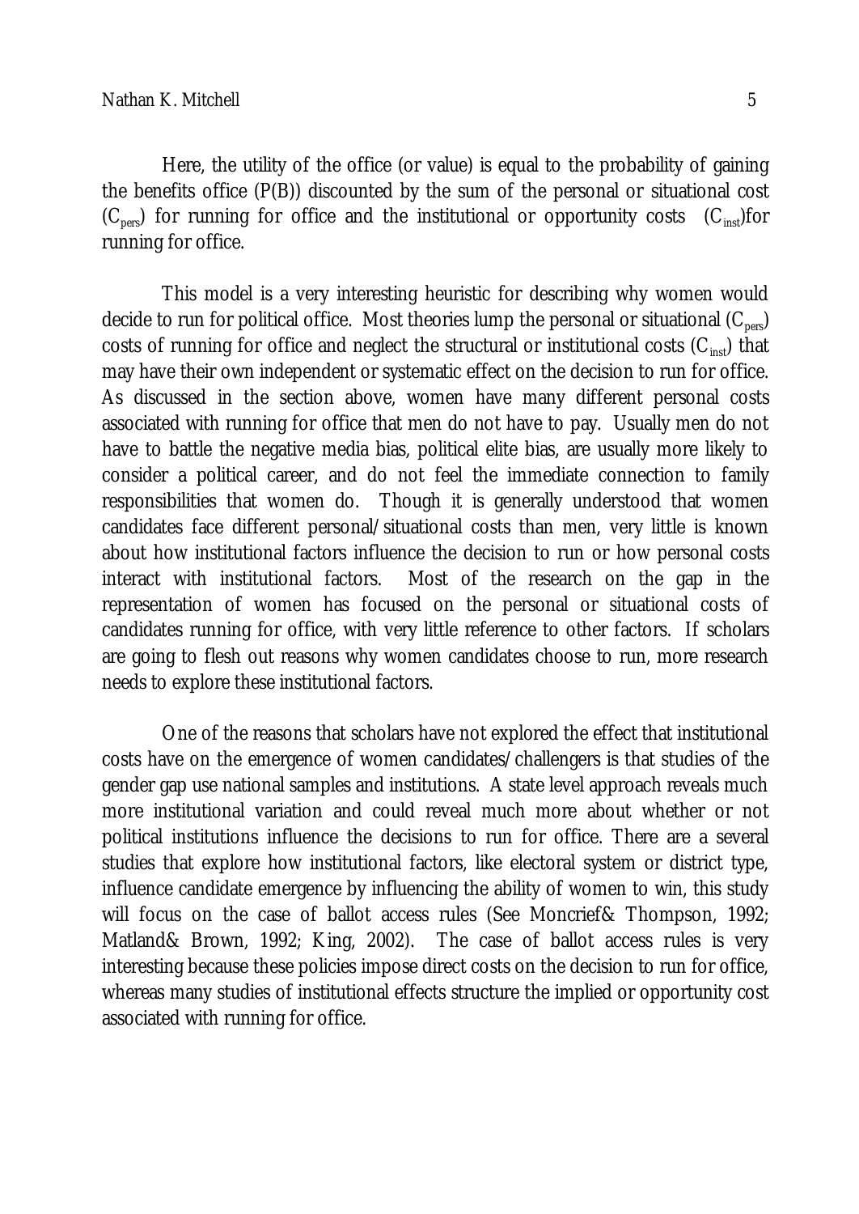Here, the utility of the office (or value) is equal to the probability of gaining the benefits office (P(B)) discounted by the sum of the personal or situational cost ($C_{pers}$) for running for office and the institutional or opportunity costs ($C_{inst}$)for running for office.

This model is a very interesting heuristic for describing why women would decide to run for political office. Most theories lump the personal or situational ($C_{pers}$) costs of running for office and neglect the structural or institutional costs ($C_{inst}$) that may have their own independent or systematic effect on the decision to run for office. As discussed in the section above, women have many different personal costs associated with running for office that men do not have to pay. Usually men do not have to battle the negative media bias, political elite bias, are usually more likely to consider a political career, and do not feel the immediate connection to family responsibilities that women do. Though it is generally understood that women candidates face different personal/situational costs than men, very little is known about how institutional factors influence the decision to run or how personal costs interact with institutional factors. Most of the research on the gap in the representation of women has focused on the personal or situational costs of candidates running for office, with very little reference to other factors. If scholars are going to flesh out reasons why women candidates choose to run, more research needs to explore these institutional factors.

One of the reasons that scholars have not explored the effect that institutional costs have on the emergence of women candidates/challengers is that studies of the gender gap use national samples and institutions. A state level approach reveals much more institutional variation and could reveal much more about whether or not political institutions influence the decisions to run for office. There are a several studies that explore how institutional factors, like electoral system or district type, influence candidate emergence by influencing the ability of women to win, this study will focus on the case of ballot access rules (See Moncrief& Thompson, 1992; Matland& Brown, 1992; King, 2002). The case of ballot access rules is very interesting because these policies impose direct costs on the decision to run for office, whereas many studies of institutional effects structure the implied or opportunity cost associated with running for office.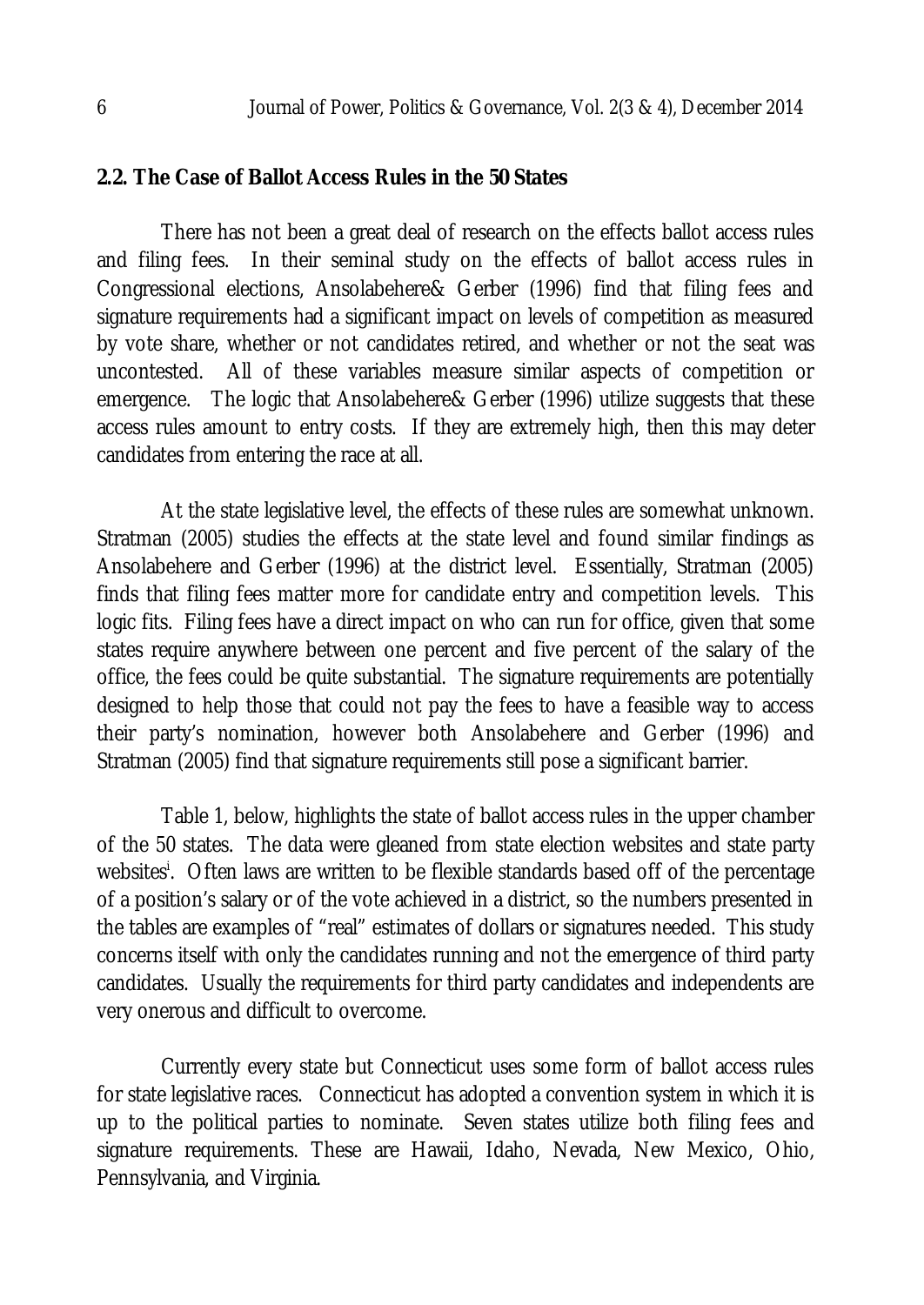## 2.2. The Case of Ballot Access Rules in the 50 States

There has not been a great deal of research on the effects ballot access rules and filing fees. In their seminal study on the effects of ballot access rules in Congressional elections, Ansolabehere& Gerber (1996) find that filing fees and signature requirements had a significant impact on levels of competition as measured by vote share, whether or not candidates retired, and whether or not the seat was uncontested. All of these variables measure similar aspects of competition or emergence. The logic that Ansolabehere& Gerber (1996) utilize suggests that these access rules amount to entry costs. If they are extremely high, then this may deter candidates from entering the race at all.

At the state legislative level, the effects of these rules are somewhat unknown. Stratman (2005) studies the effects at the state level and found similar findings as Ansolabehere and Gerber (1996) at the district level. Essentially, Stratman (2005) finds that filing fees matter more for candidate entry and competition levels. This logic fits. Filing fees have a direct impact on who can run for office, given that some states require anywhere between one percent and five percent of the salary of the office, the fees could be quite substantial. The signature requirements are potentially designed to help those that could not pay the fees to have a feasible way to access their party's nomination, however both Ansolabehere and Gerber (1996) and Stratman (2005) find that signature requirements still pose a significant barrier.

Table 1, below, highlights the state of ballot access rules in the upper chamber of the 50 states. The data were gleaned from state election websites and state party websites[i]. Often laws are written to be flexible standards based off of the percentage of a position's salary or of the vote achieved in a district, so the numbers presented in the tables are examples of "real" estimates of dollars or signatures needed. This study concerns itself with only the candidates running and not the emergence of third party candidates. Usually the requirements for third party candidates and independents are very onerous and difficult to overcome.

Currently every state but Connecticut uses some form of ballot access rules for state legislative races. Connecticut has adopted a convention system in which it is up to the political parties to nominate. Seven states utilize both filing fees and signature requirements. These are Hawaii, Idaho, Nevada, New Mexico, Ohio, Pennsylvania, and Virginia.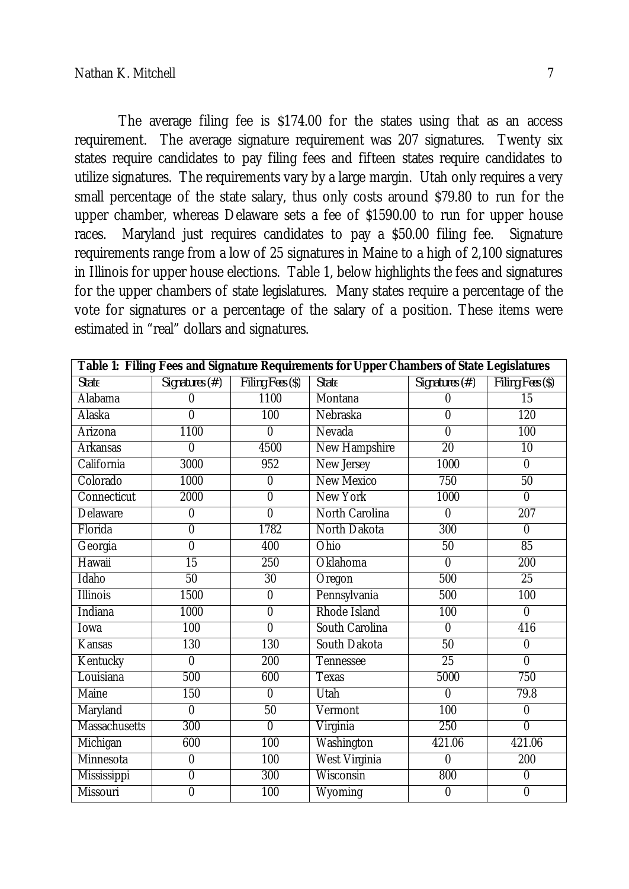The average filing fee is $174.00 for the states using that as an access requirement. The average signature requirement was 207 signatures. Twenty six states require candidates to pay filing fees and fifteen states require candidates to utilize signatures. The requirements vary by a large margin. Utah only requires a very small percentage of the state salary, thus only costs around $79.80 to run for the upper chamber, whereas Delaware sets a fee of $1590.00 to run for upper house races. Maryland just requires candidates to pay a $50.00 filing fee. Signature requirements range from a low of 25 signatures in Maine to a high of 2,100 signatures in Illinois for upper house elections. Table 1, below highlights the fees and signatures for the upper chambers of state legislatures. Many states require a percentage of the vote for signatures or a percentage of the salary of a position. These items were estimated in "real" dollars and signatures.

**Table 1: Filing Fees and Signature Requirements for Upper Chambers of State Legislatures**

| State | Signatures (#) | Filing Fees ($) | State | Signatures (#) | Filing Fees ($) |
|---|---|---|---|---|---|
| Alabama | 0 | 1100 | Montana | 0 | 15 |
| Alaska | 0 | 100 | Nebraska | 0 | 120 |
| Arizona | 1100 | 0 | Nevada | 0 | 100 |
| Arkansas | 0 | 4500 | New Hampshire | 20 | 10 |
| California | 3000 | 952 | New Jersey | 1000 | 0 |
| Colorado | 1000 | 0 | New Mexico | 750 | 50 |
| Connecticut | 2000 | 0 | New York | 1000 | 0 |
| Delaware | 0 | 0 | North Carolina | 0 | 207 |
| Florida | 0 | 1782 | North Dakota | 300 | 0 |
| Georgia | 0 | 400 | Ohio | 50 | 85 |
| Hawaii | 15 | 250 | Oklahoma | 0 | 200 |
| Idaho | 50 | 30 | Oregon | 500 | 25 |
| Illinois | 1500 | 0 | Pennsylvania | 500 | 100 |
| Indiana | 1000 | 0 | Rhode Island | 100 | 0 |
| Iowa | 100 | 0 | South Carolina | 0 | 416 |
| Kansas | 130 | 130 | South Dakota | 50 | 0 |
| Kentucky | 0 | 200 | Tennessee | 25 | 0 |
| Louisiana | 500 | 600 | Texas | 5000 | 750 |
| Maine | 150 | 0 | Utah | 0 | 79.8 |
| Maryland | 0 | 50 | Vermont | 100 | 0 |
| Massachusetts | 300 | 0 | Virginia | 250 | 0 |
| Michigan | 600 | 100 | Washington | 421.06 | 421.06 |
| Minnesota | 0 | 100 | West Virginia | 0 | 200 |
| Mississippi | 0 | 300 | Wisconsin | 800 | 0 |
| Missouri | 0 | 100 | Wyoming | 0 | 0 |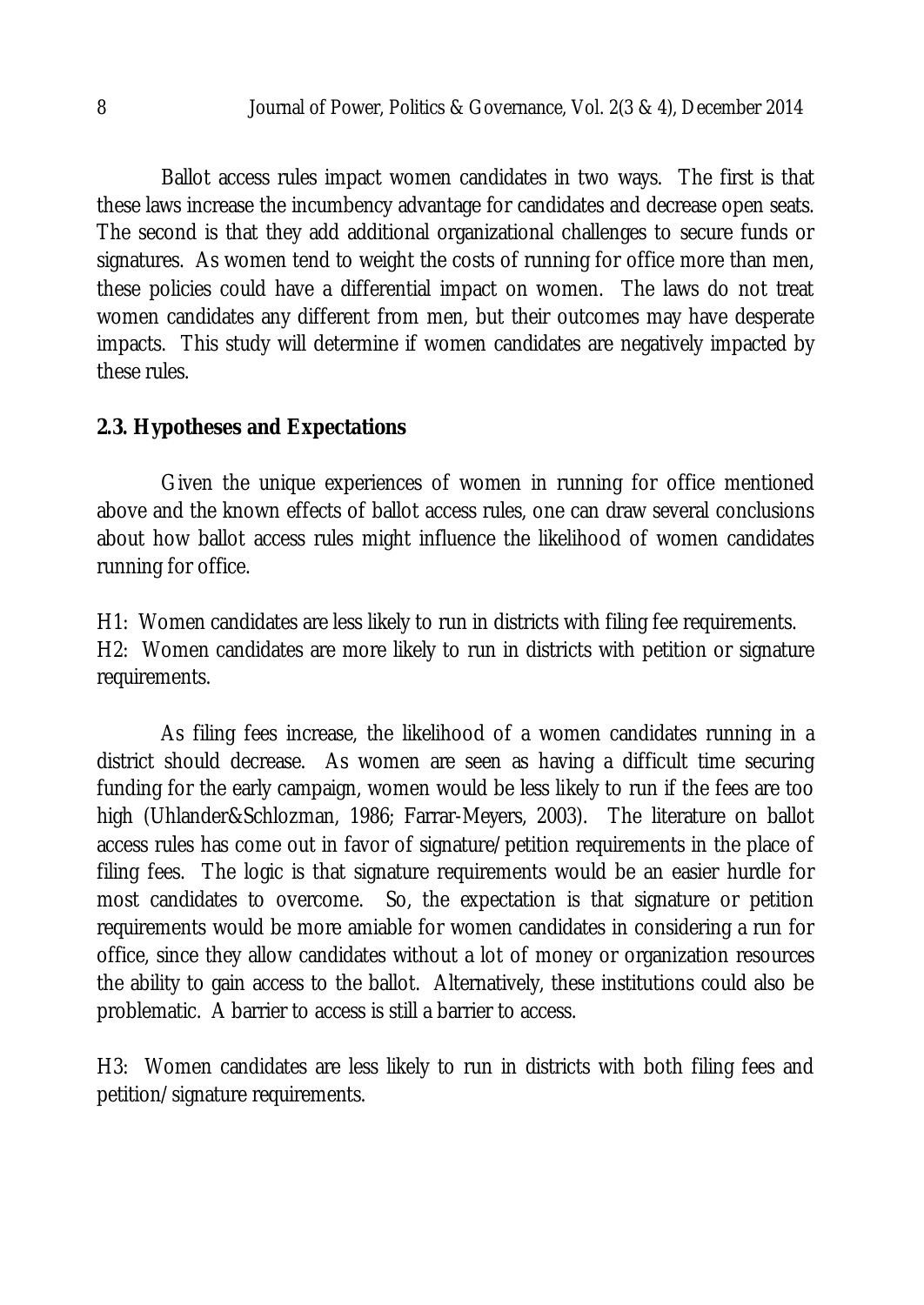Ballot access rules impact women candidates in two ways. The first is that these laws increase the incumbency advantage for candidates and decrease open seats. The second is that they add additional organizational challenges to secure funds or signatures. As women tend to weight the costs of running for office more than men, these policies could have a differential impact on women. The laws do not treat women candidates any different from men, but their outcomes may have desperate impacts. This study will determine if women candidates are negatively impacted by these rules.

### 2.3. Hypotheses and Expectations

Given the unique experiences of women in running for office mentioned above and the known effects of ballot access rules, one can draw several conclusions about how ballot access rules might influence the likelihood of women candidates running for office.

H1: Women candidates are less likely to run in districts with filing fee requirements.
H2: Women candidates are more likely to run in districts with petition or signature requirements.

As filing fees increase, the likelihood of a women candidates running in a district should decrease. As women are seen as having a difficult time securing funding for the early campaign, women would be less likely to run if the fees are too high (Uhlander&Schlozman, 1986; Farrar-Meyers, 2003). The literature on ballot access rules has come out in favor of signature/petition requirements in the place of filing fees. The logic is that signature requirements would be an easier hurdle for most candidates to overcome. So, the expectation is that signature or petition requirements would be more amiable for women candidates in considering a run for office, since they allow candidates without a lot of money or organization resources the ability to gain access to the ballot. Alternatively, these institutions could also be problematic. A barrier to access is still a barrier to access.

H3: Women candidates are less likely to run in districts with both filing fees and petition/signature requirements.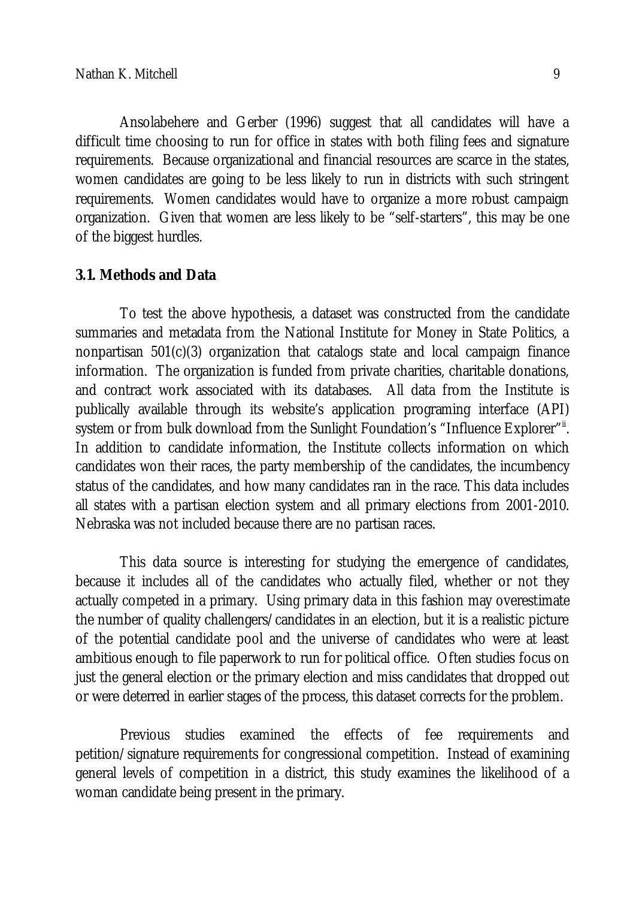Ansolabehere and Gerber (1996) suggest that all candidates will have a difficult time choosing to run for office in states with both filing fees and signature requirements. Because organizational and financial resources are scarce in the states, women candidates are going to be less likely to run in districts with such stringent requirements. Women candidates would have to organize a more robust campaign organization. Given that women are less likely to be "self-starters", this may be one of the biggest hurdles.

### 3.1. Methods and Data

To test the above hypothesis, a dataset was constructed from the candidate summaries and metadata from the National Institute for Money in State Politics, a nonpartisan 501(c)(3) organization that catalogs state and local campaign finance information. The organization is funded from private charities, charitable donations, and contract work associated with its databases. All data from the Institute is publically available through its website's application programing interface (API) system or from bulk download from the Sunlight Foundation's "Influence Explorer"[ii]. In addition to candidate information, the Institute collects information on which candidates won their races, the party membership of the candidates, the incumbency status of the candidates, and how many candidates ran in the race. This data includes all states with a partisan election system and all primary elections from 2001-2010. Nebraska was not included because there are no partisan races.

This data source is interesting for studying the emergence of candidates, because it includes all of the candidates who actually filed, whether or not they actually competed in a primary. Using primary data in this fashion may overestimate the number of quality challengers/candidates in an election, but it is a realistic picture of the potential candidate pool and the universe of candidates who were at least ambitious enough to file paperwork to run for political office. Often studies focus on just the general election or the primary election and miss candidates that dropped out or were deterred in earlier stages of the process, this dataset corrects for the problem.

Previous studies examined the effects of fee requirements and petition/signature requirements for congressional competition. Instead of examining general levels of competition in a district, this study examines the likelihood of a woman candidate being present in the primary.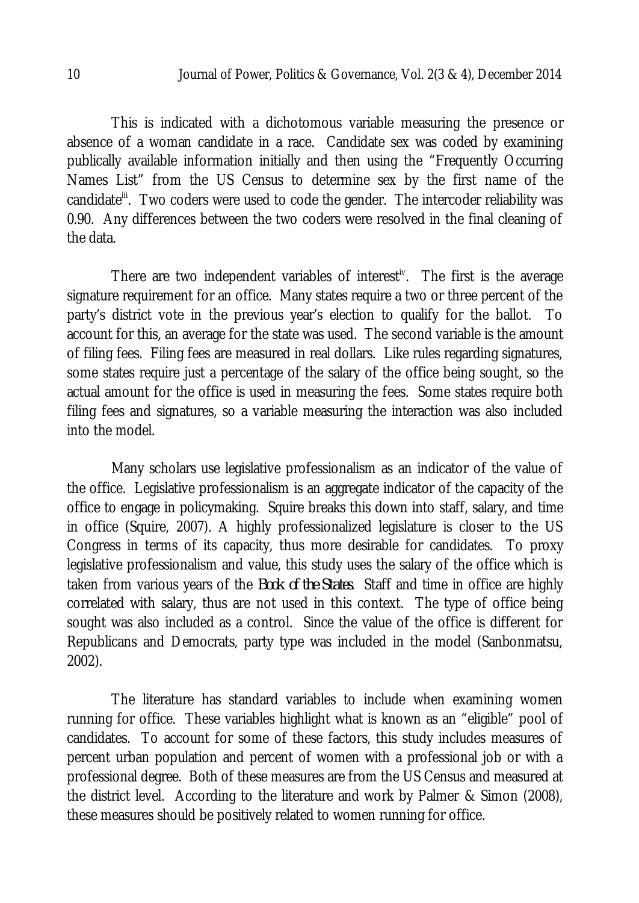This is indicated with a dichotomous variable measuring the presence or absence of a woman candidate in a race. Candidate sex was coded by examining publically available information initially and then using the "Frequently Occurring Names List" from the US Census to determine sex by the first name of the candidate[iii]. Two coders were used to code the gender. The intercoder reliability was 0.90. Any differences between the two coders were resolved in the final cleaning of the data.

There are two independent variables of interest[iv]. The first is the average signature requirement for an office. Many states require a two or three percent of the party's district vote in the previous year's election to qualify for the ballot. To account for this, an average for the state was used. The second variable is the amount of filing fees. Filing fees are measured in real dollars. Like rules regarding signatures, some states require just a percentage of the salary of the office being sought, so the actual amount for the office is used in measuring the fees. Some states require both filing fees and signatures, so a variable measuring the interaction was also included into the model.

Many scholars use legislative professionalism as an indicator of the value of the office. Legislative professionalism is an aggregate indicator of the capacity of the office to engage in policymaking. Squire breaks this down into staff, salary, and time in office (Squire, 2007). A highly professionalized legislature is closer to the US Congress in terms of its capacity, thus more desirable for candidates. To proxy legislative professionalism and value, this study uses the salary of the office which is taken from various years of the *Book of the States.* Staff and time in office are highly correlated with salary, thus are not used in this context. The type of office being sought was also included as a control. Since the value of the office is different for Republicans and Democrats, party type was included in the model (Sanbonmatsu, 2002).

The literature has standard variables to include when examining women running for office. These variables highlight what is known as an "eligible" pool of candidates. To account for some of these factors, this study includes measures of percent urban population and percent of women with a professional job or with a professional degree. Both of these measures are from the US Census and measured at the district level. According to the literature and work by Palmer & Simon (2008), these measures should be positively related to women running for office.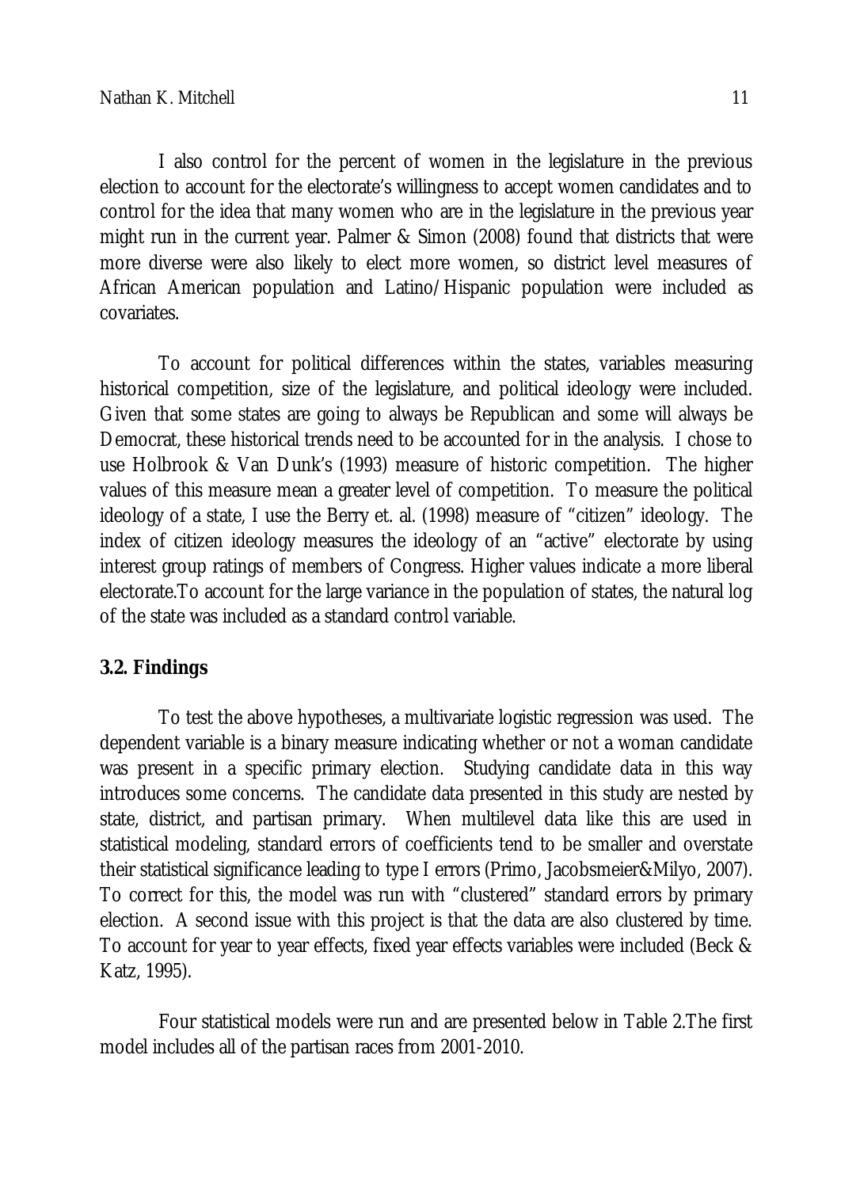I also control for the percent of women in the legislature in the previous election to account for the electorate's willingness to accept women candidates and to control for the idea that many women who are in the legislature in the previous year might run in the current year. Palmer & Simon (2008) found that districts that were more diverse were also likely to elect more women, so district level measures of African American population and Latino/Hispanic population were included as covariates.

To account for political differences within the states, variables measuring historical competition, size of the legislature, and political ideology were included. Given that some states are going to always be Republican and some will always be Democrat, these historical trends need to be accounted for in the analysis. I chose to use Holbrook & Van Dunk's (1993) measure of historic competition. The higher values of this measure mean a greater level of competition. To measure the political ideology of a state, I use the Berry et. al. (1998) measure of "citizen" ideology. The index of citizen ideology measures the ideology of an "active" electorate by using interest group ratings of members of Congress. Higher values indicate a more liberal electorate.To account for the large variance in the population of states, the natural log of the state was included as a standard control variable.

## 3.2. Findings

To test the above hypotheses, a multivariate logistic regression was used. The dependent variable is a binary measure indicating whether or not a woman candidate was present in a specific primary election. Studying candidate data in this way introduces some concerns. The candidate data presented in this study are nested by state, district, and partisan primary. When multilevel data like this are used in statistical modeling, standard errors of coefficients tend to be smaller and overstate their statistical significance leading to type I errors (Primo, Jacobsmeier&Milyo, 2007). To correct for this, the model was run with "clustered" standard errors by primary election. A second issue with this project is that the data are also clustered by time. To account for year to year effects, fixed year effects variables were included (Beck & Katz, 1995).

Four statistical models were run and are presented below in Table 2.The first model includes all of the partisan races from 2001-2010.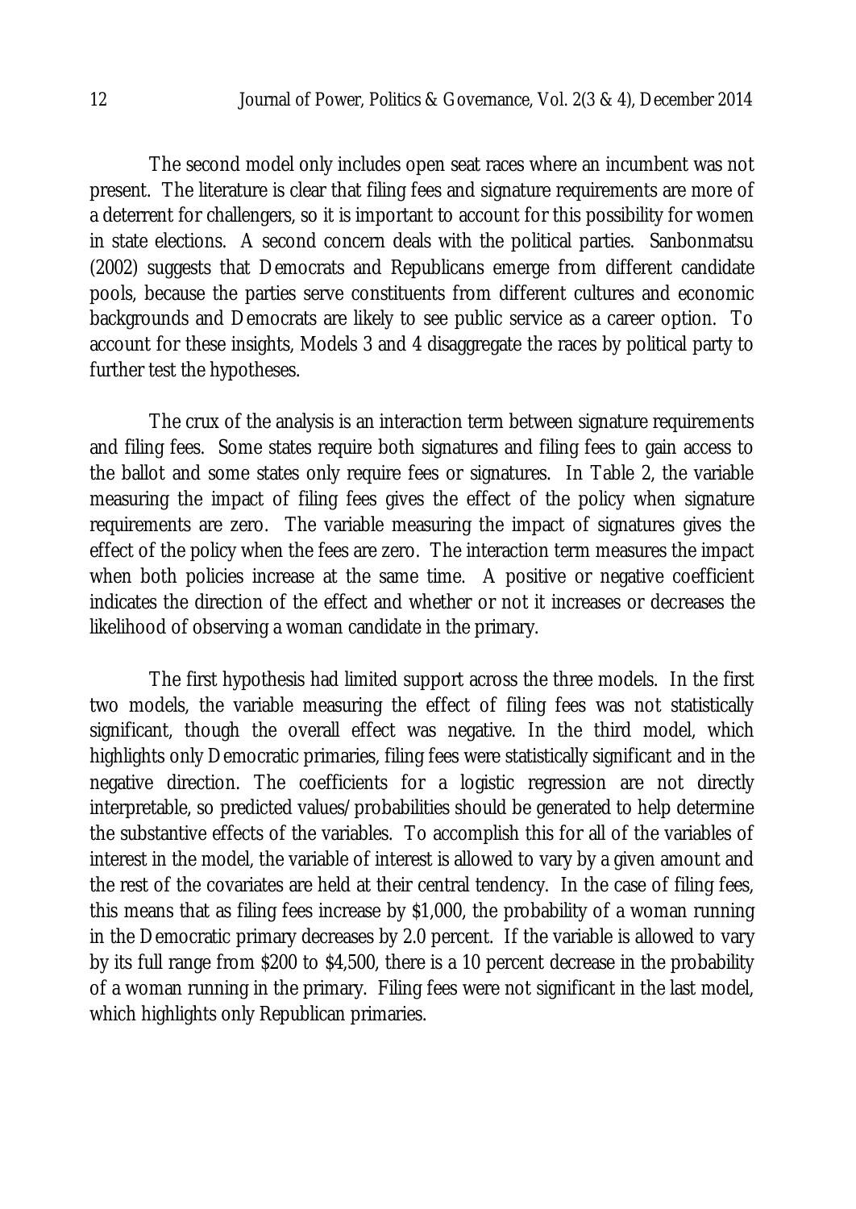The second model only includes open seat races where an incumbent was not present. The literature is clear that filing fees and signature requirements are more of a deterrent for challengers, so it is important to account for this possibility for women in state elections. A second concern deals with the political parties. Sanbonmatsu (2002) suggests that Democrats and Republicans emerge from different candidate pools, because the parties serve constituents from different cultures and economic backgrounds and Democrats are likely to see public service as a career option. To account for these insights, Models 3 and 4 disaggregate the races by political party to further test the hypotheses.

The crux of the analysis is an interaction term between signature requirements and filing fees. Some states require both signatures and filing fees to gain access to the ballot and some states only require fees or signatures. In Table 2, the variable measuring the impact of filing fees gives the effect of the policy when signature requirements are zero. The variable measuring the impact of signatures gives the effect of the policy when the fees are zero. The interaction term measures the impact when both policies increase at the same time. A positive or negative coefficient indicates the direction of the effect and whether or not it increases or decreases the likelihood of observing a woman candidate in the primary.

The first hypothesis had limited support across the three models. In the first two models, the variable measuring the effect of filing fees was not statistically significant, though the overall effect was negative. In the third model, which highlights only Democratic primaries, filing fees were statistically significant and in the negative direction. The coefficients for a logistic regression are not directly interpretable, so predicted values/probabilities should be generated to help determine the substantive effects of the variables. To accomplish this for all of the variables of interest in the model, the variable of interest is allowed to vary by a given amount and the rest of the covariates are held at their central tendency. In the case of filing fees, this means that as filing fees increase by $1,000, the probability of a woman running in the Democratic primary decreases by 2.0 percent. If the variable is allowed to vary by its full range from $200 to $4,500, there is a 10 percent decrease in the probability of a woman running in the primary. Filing fees were not significant in the last model, which highlights only Republican primaries.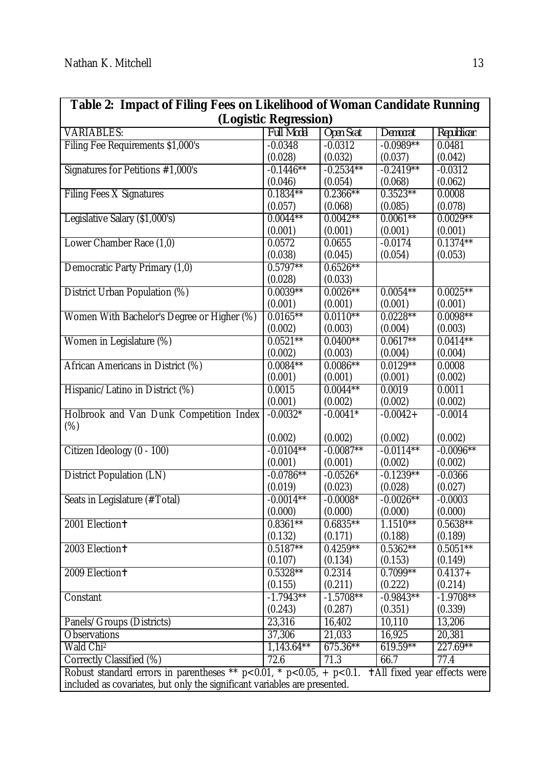**Table 2: Impact of Filing Fees on Likelihood of Woman Candidate Running (Logistic Regression)**

| VARIABLES: | *Full Model* | *Open Seat* | *Democrat* | *Republican* |
|---|---|---|---|---|
| Filing Fee Requirements $1,000's | -0.0348 | -0.0312 | -0.0989** | 0.0481 |
| | (0.028) | (0.032) | (0.037) | (0.042) |
| Signatures for Petitions #1,000's | -0.1446** | -0.2534** | -0.2419** | -0.0312 |
| | (0.046) | (0.054) | (0.068) | (0.062) |
| Filing Fees X Signatures | 0.1834** | 0.2366** | 0.3523** | 0.0008 |
| | (0.057) | (0.068) | (0.085) | (0.078) |
| Legislative Salary ($1,000's) | 0.0044** | 0.0042** | 0.0061** | 0.0029** |
| | (0.001) | (0.001) | (0.001) | (0.001) |
| Lower Chamber Race (1,0) | 0.0572 | 0.0655 | -0.0174 | 0.1374** |
| | (0.038) | (0.045) | (0.054) | (0.053) |
| Democratic Party Primary (1,0) | 0.5797** | 0.6526** | | |
| | (0.028) | (0.033) | | |
| District Urban Population (%) | 0.0039** | 0.0026** | 0.0054** | 0.0025** |
| | (0.001) | (0.001) | (0.001) | (0.001) |
| Women With Bachelor's Degree or Higher (%) | 0.0165** | 0.0110** | 0.0228** | 0.0098** |
| | (0.002) | (0.003) | (0.004) | (0.003) |
| Women in Legislature (%) | 0.0521** | 0.0400** | 0.0617** | 0.0414** |
| | (0.002) | (0.003) | (0.004) | (0.004) |
| African Americans in District (%) | 0.0084** | 0.0086** | 0.0129** | 0.0008 |
| | (0.001) | (0.001) | (0.001) | (0.002) |
| Hispanic/Latino in District (%) | 0.0015 | 0.0044** | 0.0019 | 0.0011 |
| | (0.001) | (0.002) | (0.002) | (0.002) |
| Holbrook and Van Dunk Competition Index (%) | -0.0032* | -0.0041* | -0.0042+ | -0.0014 |
| | (0.002) | (0.002) | (0.002) | (0.002) |
| Citizen Ideology (0 - 100) | -0.0104** | -0.0087** | -0.0114** | -0.0096** |
| | (0.001) | (0.001) | (0.002) | (0.002) |
| District Population (LN) | -0.0786** | -0.0526* | -0.1239** | -0.0366 |
| | (0.019) | (0.023) | (0.028) | (0.027) |
| Seats in Legislature (# Total) | -0.0014** | -0.0008* | -0.0026** | -0.0003 |
| | (0.000) | (0.000) | (0.000) | (0.000) |
| 2001 Election† | 0.8361** | 0.6835** | 1.1510** | 0.5638** |
| | (0.132) | (0.171) | (0.188) | (0.189) |
| 2003 Election† | 0.5187** | 0.4259** | 0.5362** | 0.5051** |
| | (0.107) | (0.134) | (0.153) | (0.149) |
| 2009 Election† | 0.5328** | 0.2314 | 0.7099** | 0.4137+ |
| | (0.155) | (0.211) | (0.222) | (0.214) |
| Constant | -1.7943** | -1.5708** | -0.9843** | -1.9708** |
| | (0.243) | (0.287) | (0.351) | (0.339) |
| Panels/Groups (Districts) | 23,316 | 16,402 | 10,110 | 13,206 |
| Observations | 37,306 | 21,033 | 16,925 | 20,381 |
| Wald Chi² | 1,143.64** | 675.36** | 619.59** | 227.69** |
| Correctly Classified (%) | 72.6 | 71.3 | 66.7 | 77.4 |

Robust standard errors in parentheses ** p<0.01, * p<0.05, + p<0.1. †All fixed year effects were included as covariates, but only the significant variables are presented.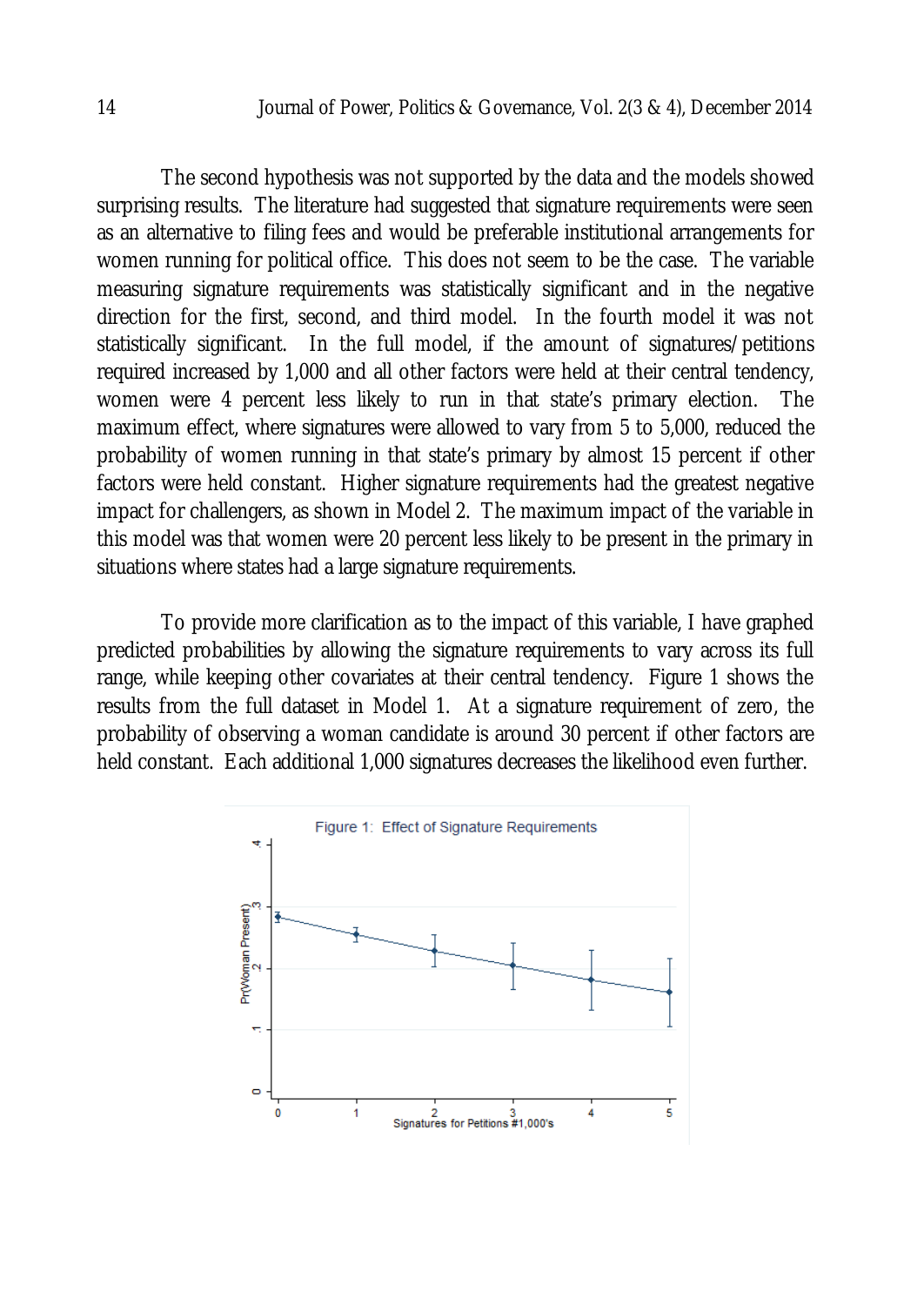The second hypothesis was not supported by the data and the models showed surprising results. The literature had suggested that signature requirements were seen as an alternative to filing fees and would be preferable institutional arrangements for women running for political office. This does not seem to be the case. The variable measuring signature requirements was statistically significant and in the negative direction for the first, second, and third model. In the fourth model it was not statistically significant. In the full model, if the amount of signatures/petitions required increased by 1,000 and all other factors were held at their central tendency, women were 4 percent less likely to run in that state's primary election. The maximum effect, where signatures were allowed to vary from 5 to 5,000, reduced the probability of women running in that state's primary by almost 15 percent if other factors were held constant. Higher signature requirements had the greatest negative impact for challengers, as shown in Model 2. The maximum impact of the variable in this model was that women were 20 percent less likely to be present in the primary in situations where states had a large signature requirements.

To provide more clarification as to the impact of this variable, I have graphed predicted probabilities by allowing the signature requirements to vary across its full range, while keeping other covariates at their central tendency. Figure 1 shows the results from the full dataset in Model 1. At a signature requirement of zero, the probability of observing a woman candidate is around 30 percent if other factors are held constant. Each additional 1,000 signatures decreases the likelihood even further.

Figure 1: Effect of Signature Requirements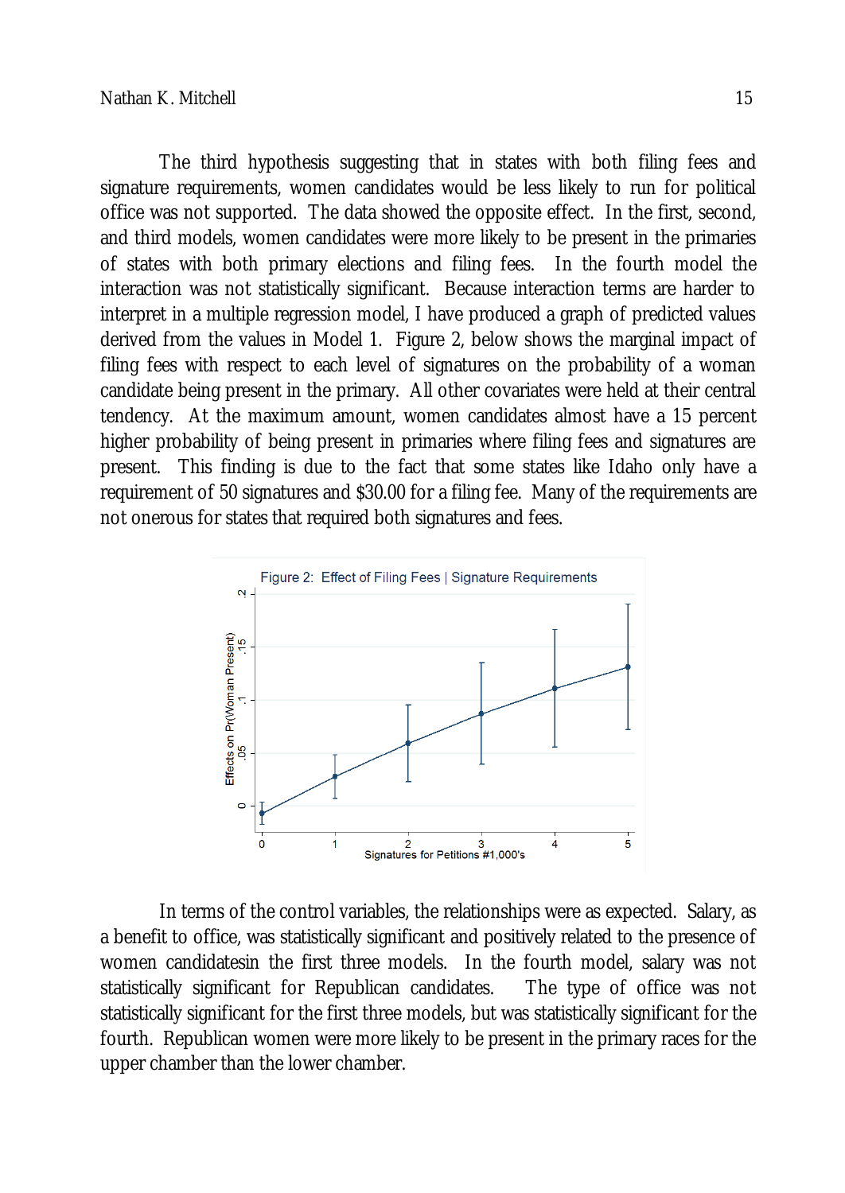The third hypothesis suggesting that in states with both filing fees and signature requirements, women candidates would be less likely to run for political office was not supported. The data showed the opposite effect. In the first, second, and third models, women candidates were more likely to be present in the primaries of states with both primary elections and filing fees. In the fourth model the interaction was not statistically significant. Because interaction terms are harder to interpret in a multiple regression model, I have produced a graph of predicted values derived from the values in Model 1. Figure 2, below shows the marginal impact of filing fees with respect to each level of signatures on the probability of a woman candidate being present in the primary. All other covariates were held at their central tendency. At the maximum amount, women candidates almost have a 15 percent higher probability of being present in primaries where filing fees and signatures are present. This finding is due to the fact that some states like Idaho only have a requirement of 50 signatures and $30.00 for a filing fee. Many of the requirements are not onerous for states that required both signatures and fees.

Figure 2: Effect of Filing Fees | Signature Requirements

In terms of the control variables, the relationships were as expected. Salary, as a benefit to office, was statistically significant and positively related to the presence of women candidatesin the first three models. In the fourth model, salary was not statistically significant for Republican candidates. The type of office was not statistically significant for the first three models, but was statistically significant for the fourth. Republican women were more likely to be present in the primary races for the upper chamber than the lower chamber.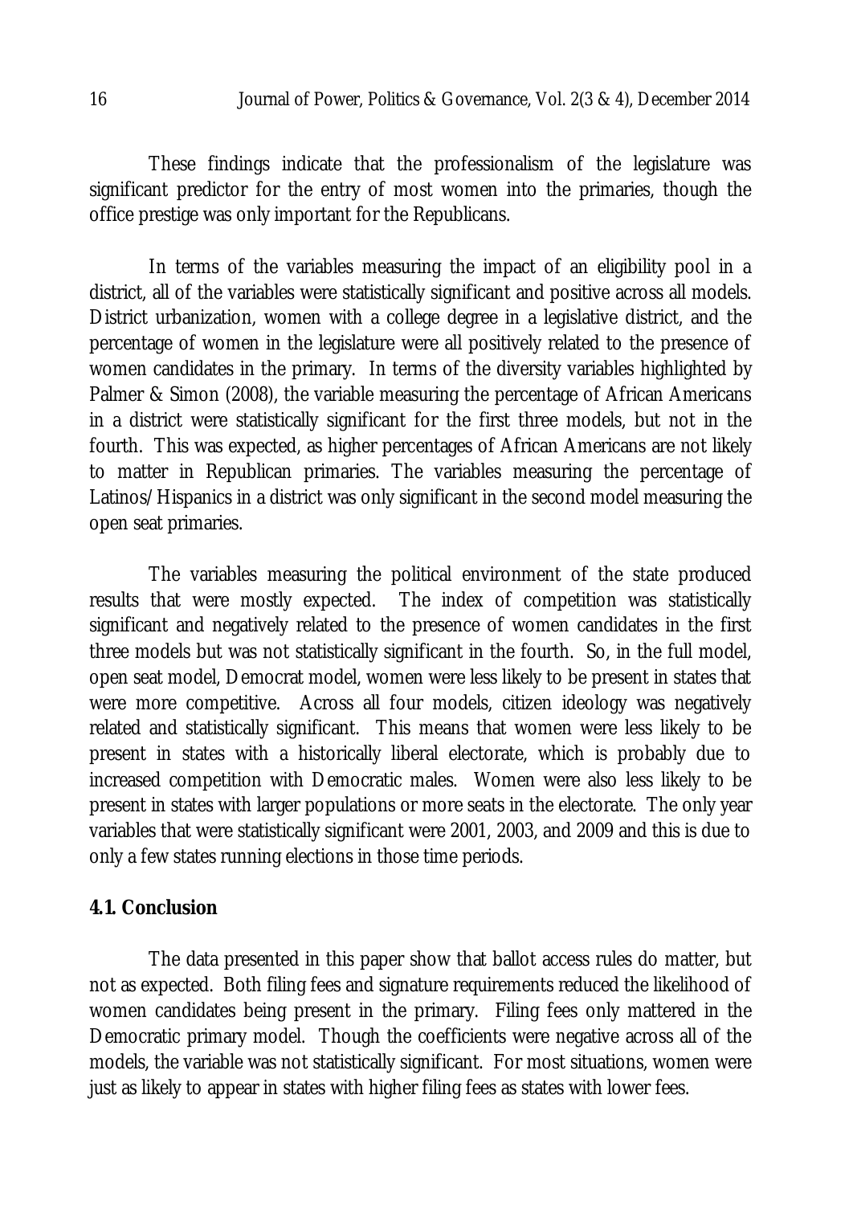These findings indicate that the professionalism of the legislature was significant predictor for the entry of most women into the primaries, though the office prestige was only important for the Republicans.

In terms of the variables measuring the impact of an eligibility pool in a district, all of the variables were statistically significant and positive across all models. District urbanization, women with a college degree in a legislative district, and the percentage of women in the legislature were all positively related to the presence of women candidates in the primary. In terms of the diversity variables highlighted by Palmer & Simon (2008), the variable measuring the percentage of African Americans in a district were statistically significant for the first three models, but not in the fourth. This was expected, as higher percentages of African Americans are not likely to matter in Republican primaries. The variables measuring the percentage of Latinos/Hispanics in a district was only significant in the second model measuring the open seat primaries.

The variables measuring the political environment of the state produced results that were mostly expected. The index of competition was statistically significant and negatively related to the presence of women candidates in the first three models but was not statistically significant in the fourth. So, in the full model, open seat model, Democrat model, women were less likely to be present in states that were more competitive. Across all four models, citizen ideology was negatively related and statistically significant. This means that women were less likely to be present in states with a historically liberal electorate, which is probably due to increased competition with Democratic males. Women were also less likely to be present in states with larger populations or more seats in the electorate. The only year variables that were statistically significant were 2001, 2003, and 2009 and this is due to only a few states running elections in those time periods.

## 4.1. Conclusion

The data presented in this paper show that ballot access rules do matter, but not as expected. Both filing fees and signature requirements reduced the likelihood of women candidates being present in the primary. Filing fees only mattered in the Democratic primary model. Though the coefficients were negative across all of the models, the variable was not statistically significant. For most situations, women were just as likely to appear in states with higher filing fees as states with lower fees.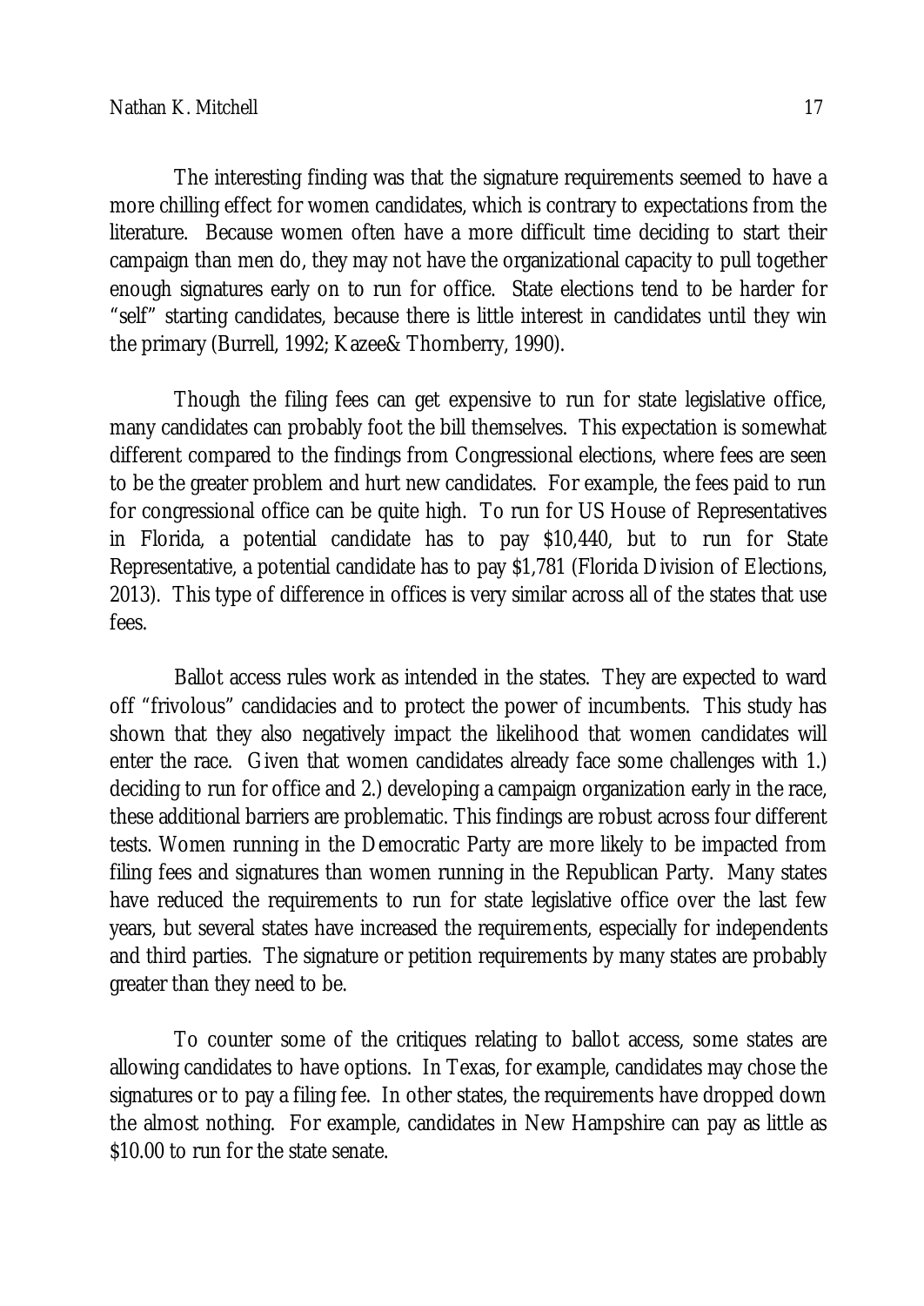The interesting finding was that the signature requirements seemed to have a more chilling effect for women candidates, which is contrary to expectations from the literature. Because women often have a more difficult time deciding to start their campaign than men do, they may not have the organizational capacity to pull together enough signatures early on to run for office. State elections tend to be harder for "self" starting candidates, because there is little interest in candidates until they win the primary (Burrell, 1992; Kazee& Thornberry, 1990).

Though the filing fees can get expensive to run for state legislative office, many candidates can probably foot the bill themselves. This expectation is somewhat different compared to the findings from Congressional elections, where fees are seen to be the greater problem and hurt new candidates. For example, the fees paid to run for congressional office can be quite high. To run for US House of Representatives in Florida, a potential candidate has to pay $10,440, but to run for State Representative, a potential candidate has to pay $1,781 (Florida Division of Elections, 2013). This type of difference in offices is very similar across all of the states that use fees.

Ballot access rules work as intended in the states. They are expected to ward off "frivolous" candidacies and to protect the power of incumbents. This study has shown that they also negatively impact the likelihood that women candidates will enter the race. Given that women candidates already face some challenges with 1.) deciding to run for office and 2.) developing a campaign organization early in the race, these additional barriers are problematic. This findings are robust across four different tests. Women running in the Democratic Party are more likely to be impacted from filing fees and signatures than women running in the Republican Party. Many states have reduced the requirements to run for state legislative office over the last few years, but several states have increased the requirements, especially for independents and third parties. The signature or petition requirements by many states are probably greater than they need to be.

To counter some of the critiques relating to ballot access, some states are allowing candidates to have options. In Texas, for example, candidates may chose the signatures or to pay a filing fee. In other states, the requirements have dropped down the almost nothing. For example, candidates in New Hampshire can pay as little as $10.00 to run for the state senate.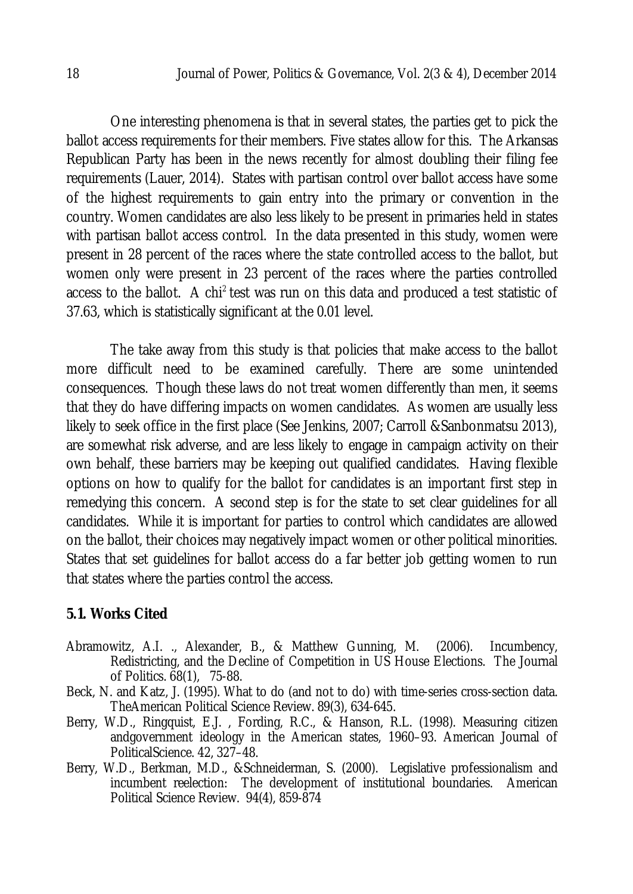One interesting phenomena is that in several states, the parties get to pick the ballot access requirements for their members. Five states allow for this. The Arkansas Republican Party has been in the news recently for almost doubling their filing fee requirements (Lauer, 2014). States with partisan control over ballot access have some of the highest requirements to gain entry into the primary or convention in the country. Women candidates are also less likely to be present in primaries held in states with partisan ballot access control. In the data presented in this study, women were present in 28 percent of the races where the state controlled access to the ballot, but women only were present in 23 percent of the races where the parties controlled access to the ballot. A chi$^2$ test was run on this data and produced a test statistic of 37.63, which is statistically significant at the 0.01 level.

The take away from this study is that policies that make access to the ballot more difficult need to be examined carefully. There are some unintended consequences. Though these laws do not treat women differently than men, it seems that they do have differing impacts on women candidates. As women are usually less likely to seek office in the first place (See Jenkins, 2007; Carroll &Sanbonmatsu 2013), are somewhat risk adverse, and are less likely to engage in campaign activity on their own behalf, these barriers may be keeping out qualified candidates. Having flexible options on how to qualify for the ballot for candidates is an important first step in remedying this concern. A second step is for the state to set clear guidelines for all candidates. While it is important for parties to control which candidates are allowed on the ballot, their choices may negatively impact women or other political minorities. States that set guidelines for ballot access do a far better job getting women to run that states where the parties control the access.

### 5.1. Works Cited

Abramowitz, A.I. ., Alexander, B., & Matthew Gunning, M. (2006). Incumbency, Redistricting, and the Decline of Competition in US House Elections. The Journal of Politics. 68(1), 75-88.

Beck, N. and Katz, J. (1995). What to do (and not to do) with time-series cross-section data. TheAmerican Political Science Review. 89(3), 634-645.

Berry, W.D., Ringquist, E.J. , Fording, R.C., & Hanson, R.L. (1998). Measuring citizen andgovernment ideology in the American states, 1960–93. American Journal of PoliticalScience. 42, 327–48.

Berry, W.D., Berkman, M.D., &Schneiderman, S. (2000). Legislative professionalism and incumbent reelection: The development of institutional boundaries. American Political Science Review. 94(4), 859-874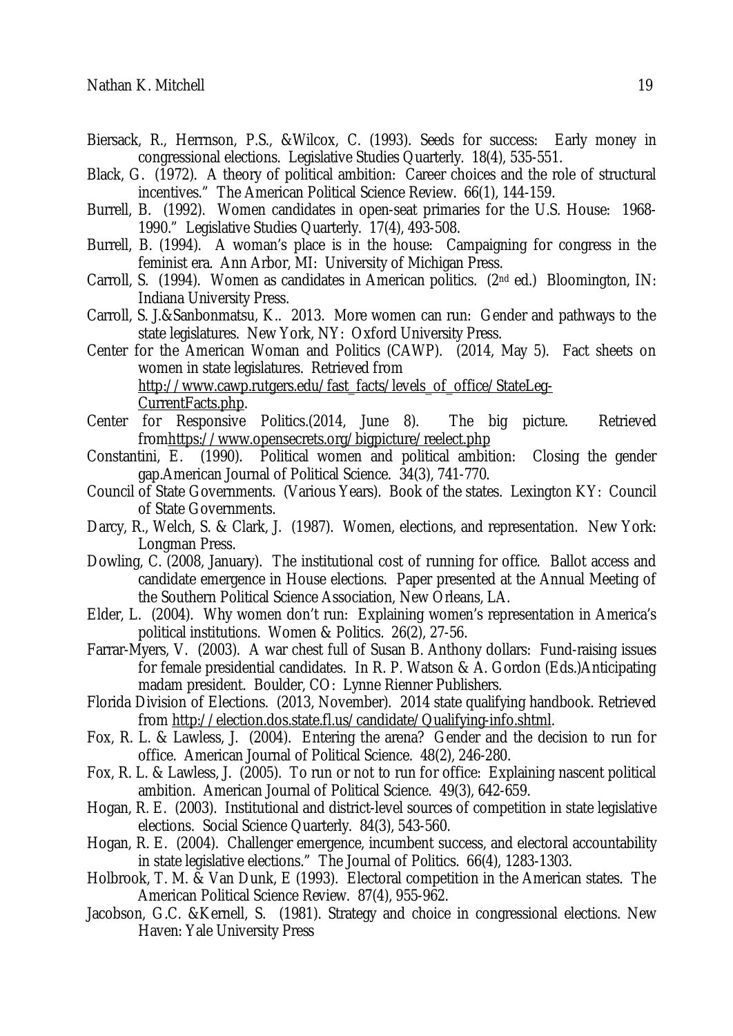Biersack, R., Herrnson, P.S., &Wilcox, C. (1993). Seeds for success: Early money in congressional elections. Legislative Studies Quarterly. 18(4), 535-551.

Black, G. (1972). A theory of political ambition: Career choices and the role of structural incentives." The American Political Science Review. 66(1), 144-159.

Burrell, B. (1992). Women candidates in open-seat primaries for the U.S. House: 1968-1990." Legislative Studies Quarterly. 17(4), 493-508.

Burrell, B. (1994). A woman's place is in the house: Campaigning for congress in the feminist era. Ann Arbor, MI: University of Michigan Press.

Carroll, S. (1994). Women as candidates in American politics. (2nd ed.) Bloomington, IN: Indiana University Press.

Carroll, S. J.&Sanbonmatsu, K.. 2013. More women can run: Gender and pathways to the state legislatures. New York, NY: Oxford University Press.

Center for the American Woman and Politics (CAWP). (2014, May 5). Fact sheets on women in state legislatures. Retrieved from http://www.cawp.rutgers.edu/fast_facts/levels_of_office/StateLeg-CurrentFacts.php.

Center for Responsive Politics.(2014, June 8). The big picture. Retrieved fromhttps://www.opensecrets.org/bigpicture/reelect.php

Constantini, E. (1990). Political women and political ambition: Closing the gender gap.American Journal of Political Science. 34(3), 741-770.

Council of State Governments. (Various Years). Book of the states. Lexington KY: Council of State Governments.

Darcy, R., Welch, S. & Clark, J. (1987). Women, elections, and representation. New York: Longman Press.

Dowling, C. (2008, January). The institutional cost of running for office. Ballot access and candidate emergence in House elections. Paper presented at the Annual Meeting of the Southern Political Science Association, New Orleans, LA.

Elder, L. (2004). Why women don't run: Explaining women's representation in America's political institutions. Women & Politics. 26(2), 27-56.

Farrar-Myers, V. (2003). A war chest full of Susan B. Anthony dollars: Fund-raising issues for female presidential candidates. In R. P. Watson & A. Gordon (Eds.)Anticipating madam president. Boulder, CO: Lynne Rienner Publishers.

Florida Division of Elections. (2013, November). 2014 state qualifying handbook. Retrieved from http://election.dos.state.fl.us/candidate/Qualifying-info.shtml.

Fox, R. L. & Lawless, J. (2004). Entering the arena? Gender and the decision to run for office. American Journal of Political Science. 48(2), 246-280.

Fox, R. L. & Lawless, J. (2005). To run or not to run for office: Explaining nascent political ambition. American Journal of Political Science. 49(3), 642-659.

Hogan, R. E. (2003). Institutional and district-level sources of competition in state legislative elections. Social Science Quarterly. 84(3), 543-560.

Hogan, R. E. (2004). Challenger emergence, incumbent success, and electoral accountability in state legislative elections." The Journal of Politics. 66(4), 1283-1303.

Holbrook, T. M. & Van Dunk, E (1993). Electoral competition in the American states. The American Political Science Review. 87(4), 955-962.

Jacobson, G.C. &Kernell, S. (1981). Strategy and choice in congressional elections. New Haven: Yale University Press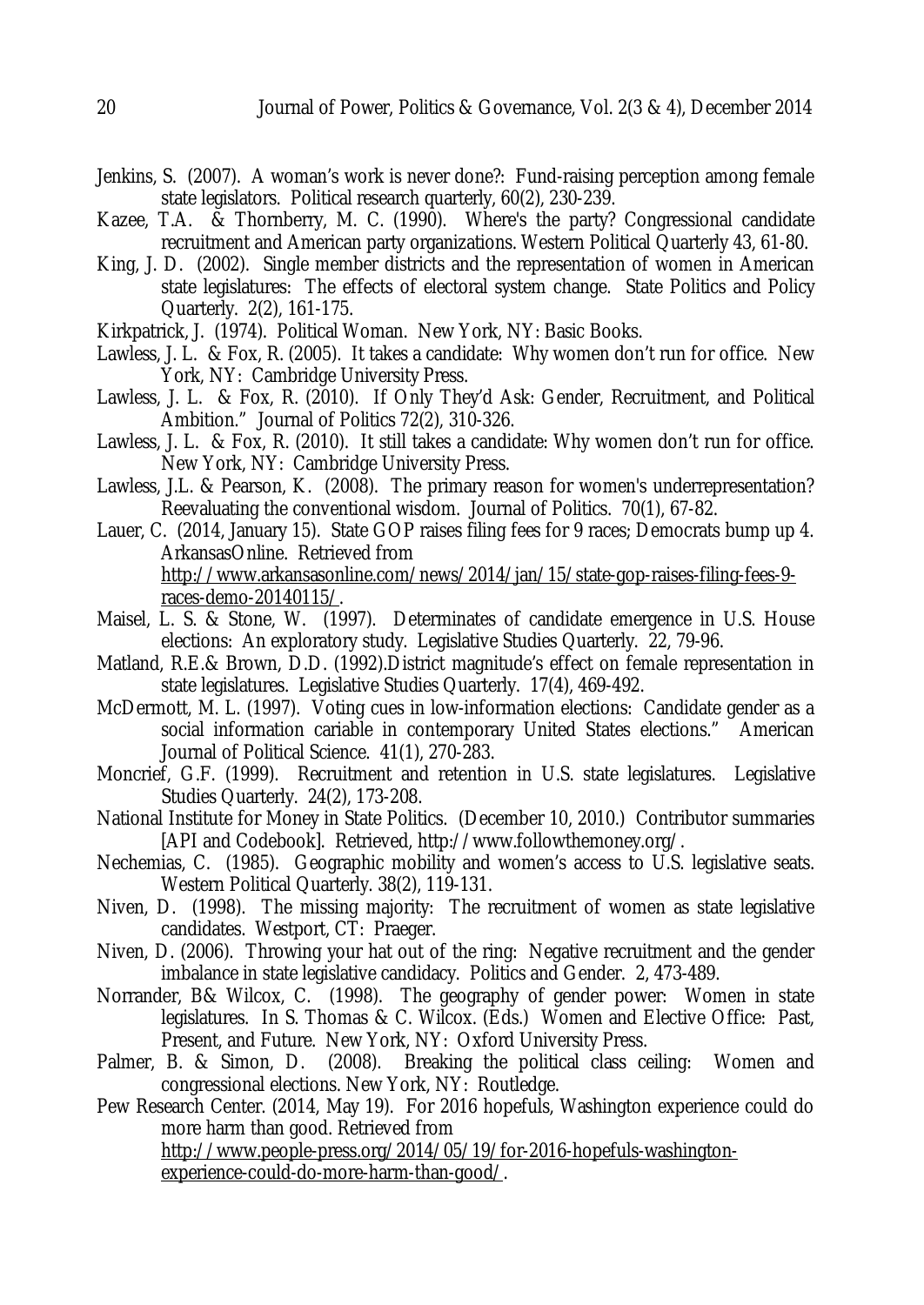Jenkins, S. (2007). A woman's work is never done?: Fund-raising perception among female state legislators. Political research quarterly, 60(2), 230-239.

Kazee, T.A. & Thornberry, M. C. (1990). Where's the party? Congressional candidate recruitment and American party organizations. Western Political Quarterly 43, 61-80.

King, J. D. (2002). Single member districts and the representation of women in American state legislatures: The effects of electoral system change. State Politics and Policy Quarterly. 2(2), 161-175.

Kirkpatrick, J. (1974). Political Woman. New York, NY: Basic Books.

Lawless, J. L. & Fox, R. (2005). It takes a candidate: Why women don't run for office. New York, NY: Cambridge University Press.

Lawless, J. L. & Fox, R. (2010). If Only They'd Ask: Gender, Recruitment, and Political Ambition." Journal of Politics 72(2), 310-326.

Lawless, J. L. & Fox, R. (2010). It still takes a candidate: Why women don't run for office. New York, NY: Cambridge University Press.

Lawless, J.L. & Pearson, K. (2008). The primary reason for women's underrepresentation? Reevaluating the conventional wisdom. Journal of Politics. 70(1), 67-82.

Lauer, C. (2014, January 15). State GOP raises filing fees for 9 races; Democrats bump up 4. ArkansasOnline. Retrieved from http://www.arkansasonline.com/news/2014/jan/15/state-gop-raises-filing-fees-9-races-demo-20140115/.

Maisel, L. S. & Stone, W. (1997). Determinates of candidate emergence in U.S. House elections: An exploratory study. Legislative Studies Quarterly. 22, 79-96.

Matland, R.E.& Brown, D.D. (1992).District magnitude's effect on female representation in state legislatures. Legislative Studies Quarterly. 17(4), 469-492.

McDermott, M. L. (1997). Voting cues in low-information elections: Candidate gender as a social information cariable in contemporary United States elections." American Journal of Political Science. 41(1), 270-283.

Moncrief, G.F. (1999). Recruitment and retention in U.S. state legislatures. Legislative Studies Quarterly. 24(2), 173-208.

National Institute for Money in State Politics. (December 10, 2010.) Contributor summaries [API and Codebook]. Retrieved, http://www.followthemoney.org/.

Nechemias, C. (1985). Geographic mobility and women's access to U.S. legislative seats. Western Political Quarterly. 38(2), 119-131.

Niven, D. (1998). The missing majority: The recruitment of women as state legislative candidates. Westport, CT: Praeger.

Niven, D. (2006). Throwing your hat out of the ring: Negative recruitment and the gender imbalance in state legislative candidacy. Politics and Gender. 2, 473-489.

Norrander, B& Wilcox, C. (1998). The geography of gender power: Women in state legislatures. In S. Thomas & C. Wilcox. (Eds.) Women and Elective Office: Past, Present, and Future. New York, NY: Oxford University Press.

Palmer, B. & Simon, D. (2008). Breaking the political class ceiling: Women and congressional elections. New York, NY: Routledge.

Pew Research Center. (2014, May 19). For 2016 hopefuls, Washington experience could do more harm than good. Retrieved from http://www.people-press.org/2014/05/19/for-2016-hopefuls-washington-experience-could-do-more-harm-than-good/.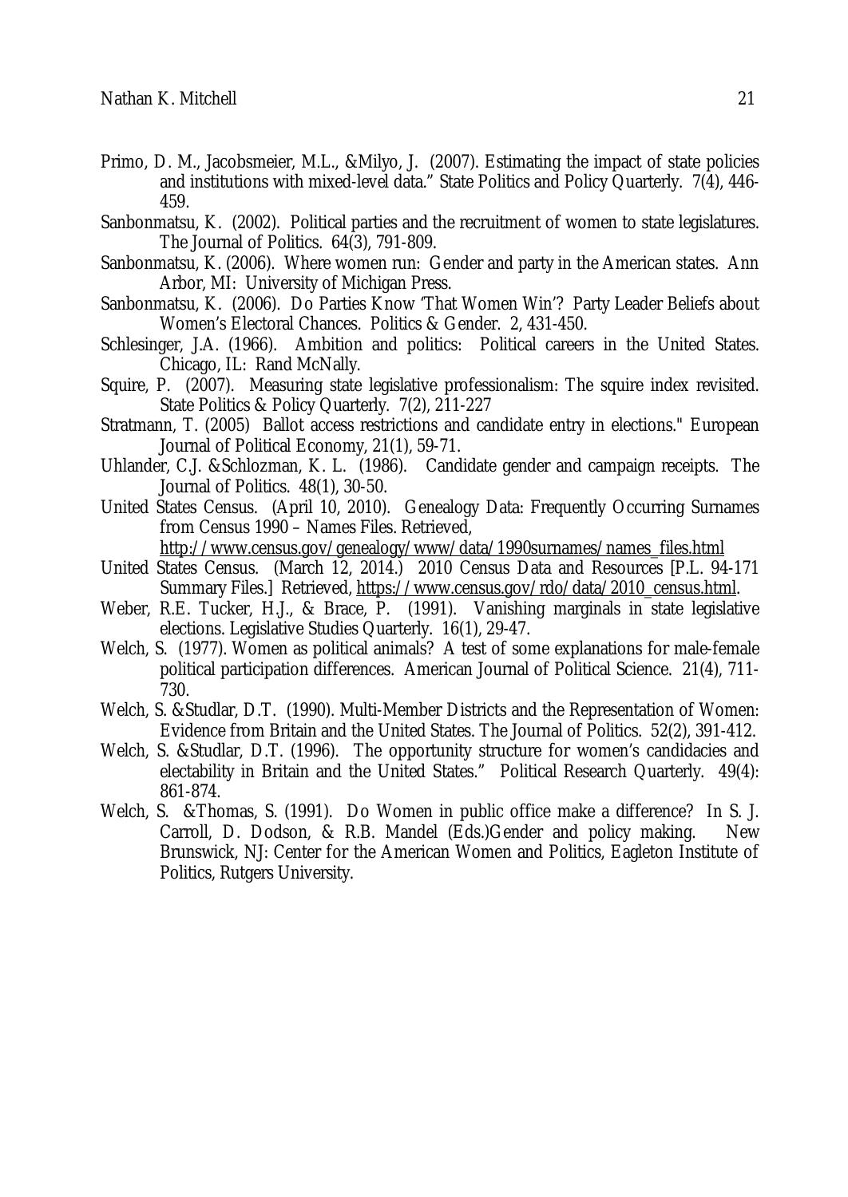Primo, D. M., Jacobsmeier, M.L., &Milyo, J. (2007). Estimating the impact of state policies and institutions with mixed-level data." State Politics and Policy Quarterly. 7(4), 446-459.

Sanbonmatsu, K. (2002). Political parties and the recruitment of women to state legislatures. The Journal of Politics. 64(3), 791-809.

Sanbonmatsu, K. (2006). Where women run: Gender and party in the American states. Ann Arbor, MI: University of Michigan Press.

Sanbonmatsu, K. (2006). Do Parties Know 'That Women Win'? Party Leader Beliefs about Women's Electoral Chances. Politics & Gender. 2, 431-450.

Schlesinger, J.A. (1966). Ambition and politics: Political careers in the United States. Chicago, IL: Rand McNally.

Squire, P. (2007). Measuring state legislative professionalism: The squire index revisited. State Politics & Policy Quarterly. 7(2), 211-227

Stratmann, T. (2005) Ballot access restrictions and candidate entry in elections." European Journal of Political Economy, 21(1), 59-71.

Uhlander, C.J. &Schlozman, K. L. (1986). Candidate gender and campaign receipts. The Journal of Politics. 48(1), 30-50.

United States Census. (April 10, 2010). Genealogy Data: Frequently Occurring Surnames from Census 1990 – Names Files. Retrieved, http://www.census.gov/genealogy/www/data/1990surnames/names_files.html

United States Census. (March 12, 2014.) 2010 Census Data and Resources [P.L. 94-171 Summary Files.] Retrieved, https://www.census.gov/rdo/data/2010_census.html.

Weber, R.E. Tucker, H.J., & Brace, P. (1991). Vanishing marginals in state legislative elections. Legislative Studies Quarterly. 16(1), 29-47.

Welch, S. (1977). Women as political animals? A test of some explanations for male-female political participation differences. American Journal of Political Science. 21(4), 711-730.

Welch, S. &Studlar, D.T. (1990). Multi-Member Districts and the Representation of Women: Evidence from Britain and the United States. The Journal of Politics. 52(2), 391-412.

Welch, S. &Studlar, D.T. (1996). The opportunity structure for women's candidacies and electability in Britain and the United States." Political Research Quarterly. 49(4): 861-874.

Welch, S. &Thomas, S. (1991). Do Women in public office make a difference? In S. J. Carroll, D. Dodson, & R.B. Mandel (Eds.)Gender and policy making. New Brunswick, NJ: Center for the American Women and Politics, Eagleton Institute of Politics, Rutgers University.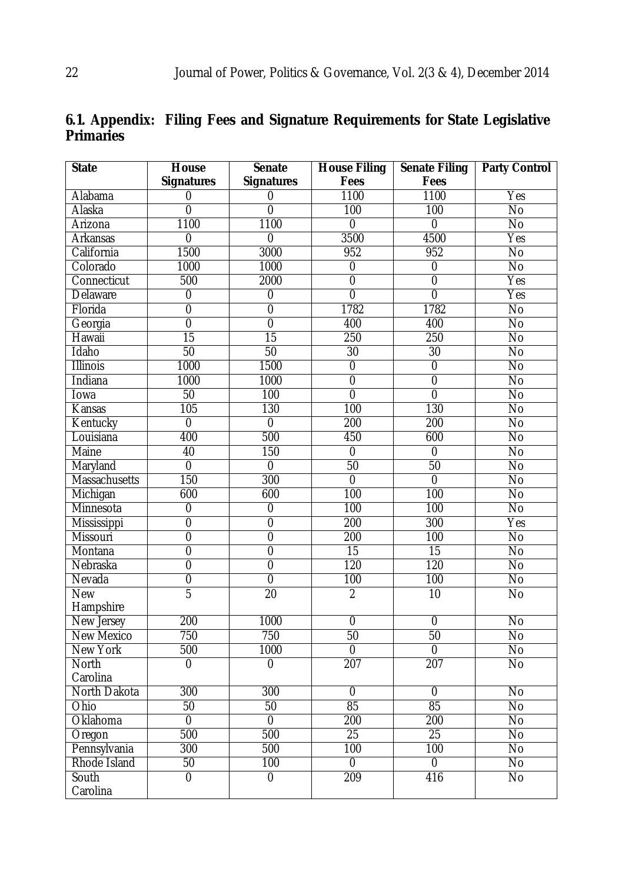### 6.1. Appendix: Filing Fees and Signature Requirements for State Legislative Primaries

| State | House Signatures | Senate Signatures | House Filing Fees | Senate Filing Fees | Party Control |
|---|---|---|---|---|---|
| Alabama | 0 | 0 | 1100 | 1100 | Yes |
| Alaska | 0 | 0 | 100 | 100 | No |
| Arizona | 1100 | 1100 | 0 | 0 | No |
| Arkansas | 0 | 0 | 3500 | 4500 | Yes |
| California | 1500 | 3000 | 952 | 952 | No |
| Colorado | 1000 | 1000 | 0 | 0 | No |
| Connecticut | 500 | 2000 | 0 | 0 | Yes |
| Delaware | 0 | 0 | 0 | 0 | Yes |
| Florida | 0 | 0 | 1782 | 1782 | No |
| Georgia | 0 | 0 | 400 | 400 | No |
| Hawaii | 15 | 15 | 250 | 250 | No |
| Idaho | 50 | 50 | 30 | 30 | No |
| Illinois | 1000 | 1500 | 0 | 0 | No |
| Indiana | 1000 | 1000 | 0 | 0 | No |
| Iowa | 50 | 100 | 0 | 0 | No |
| Kansas | 105 | 130 | 100 | 130 | No |
| Kentucky | 0 | 0 | 200 | 200 | No |
| Louisiana | 400 | 500 | 450 | 600 | No |
| Maine | 40 | 150 | 0 | 0 | No |
| Maryland | 0 | 0 | 50 | 50 | No |
| Massachusetts | 150 | 300 | 0 | 0 | No |
| Michigan | 600 | 600 | 100 | 100 | No |
| Minnesota | 0 | 0 | 100 | 100 | No |
| Mississippi | 0 | 0 | 200 | 300 | Yes |
| Missouri | 0 | 0 | 200 | 100 | No |
| Montana | 0 | 0 | 15 | 15 | No |
| Nebraska | 0 | 0 | 120 | 120 | No |
| Nevada | 0 | 0 | 100 | 100 | No |
| New Hampshire | 5 | 20 | 2 | 10 | No |
| New Jersey | 200 | 1000 | 0 | 0 | No |
| New Mexico | 750 | 750 | 50 | 50 | No |
| New York | 500 | 1000 | 0 | 0 | No |
| North Carolina | 0 | 0 | 207 | 207 | No |
| North Dakota | 300 | 300 | 0 | 0 | No |
| Ohio | 50 | 50 | 85 | 85 | No |
| Oklahoma | 0 | 0 | 200 | 200 | No |
| Oregon | 500 | 500 | 25 | 25 | No |
| Pennsylvania | 300 | 500 | 100 | 100 | No |
| Rhode Island | 50 | 100 | 0 | 0 | No |
| South Carolina | 0 | 0 | 209 | 416 | No |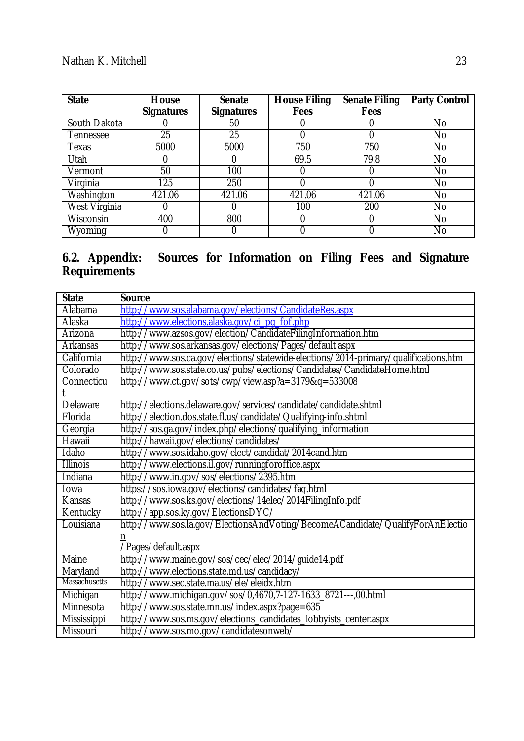| State | House Signatures | Senate Signatures | House Filing Fees | Senate Filing Fees | Party Control |
|---|---|---|---|---|---|
| South Dakota | 0 | 50 | 0 | 0 | No |
| Tennessee | 25 | 25 | 0 | 0 | No |
| Texas | 5000 | 5000 | 750 | 750 | No |
| Utah | 0 | 0 | 69.5 | 79.8 | No |
| Vermont | 50 | 100 | 0 | 0 | No |
| Virginia | 125 | 250 | 0 | 0 | No |
| Washington | 421.06 | 421.06 | 421.06 | 421.06 | No |
| West Virginia | 0 | 0 | 100 | 200 | No |
| Wisconsin | 400 | 800 | 0 | 0 | No |
| Wyoming | 0 | 0 | 0 | 0 | No |

## 6.2. Appendix: Sources for Information on Filing Fees and Signature Requirements

| State | Source |
|---|---|
| Alabama | http://www.sos.alabama.gov/elections/CandidateRes.aspx |
| Alaska | http://www.elections.alaska.gov/ci_pg_fof.php |
| Arizona | http://www.azsos.gov/election/CandidateFilingInformation.htm |
| Arkansas | http://www.sos.arkansas.gov/elections/Pages/default.aspx |
| California | http://www.sos.ca.gov/elections/statewide-elections/2014-primary/qualifications.htm |
| Colorado | http://www.sos.state.co.us/pubs/elections/Candidates/CandidateHome.html |
| Connecticut | http://www.ct.gov/sots/cwp/view.asp?a=3179&q=533008 |
| Delaware | http://elections.delaware.gov/services/candidate/candidate.shtml |
| Florida | http://election.dos.state.fl.us/candidate/Qualifying-info.shtml |
| Georgia | http://sos.ga.gov/index.php/elections/qualifying_information |
| Hawaii | http://hawaii.gov/elections/candidates/ |
| Idaho | http://www.sos.idaho.gov/elect/candidat/2014cand.htm |
| Illinois | http://www.elections.il.gov/runningforoffice.aspx |
| Indiana | http://www.in.gov/sos/elections/2395.htm |
| Iowa | https://sos.iowa.gov/elections/candidates/faq.html |
| Kansas | http://www.sos.ks.gov/elections/14elec/2014FilingInfo.pdf |
| Kentucky | http://app.sos.ky.gov/ElectionsDYC/ |
| Louisiana | http://www.sos.la.gov/ElectionsAndVoting/BecomeACandidate/QualifyForAnElection/Pages/default.aspx |
| Maine | http://www.maine.gov/sos/cec/elec/2014/guide14.pdf |
| Maryland | http://www.elections.state.md.us/candidacy/ |
| Massachusetts | http://www.sec.state.ma.us/ele/eleidx.htm |
| Michigan | http://www.michigan.gov/sos/0,4670,7-127-1633_8721---,00.html |
| Minnesota | http://www.sos.state.mn.us/index.aspx?page=635 |
| Mississippi | http://www.sos.ms.gov/elections_candidates_lobbyists_center.aspx |
| Missouri | http://www.sos.mo.gov/candidatesonweb/ |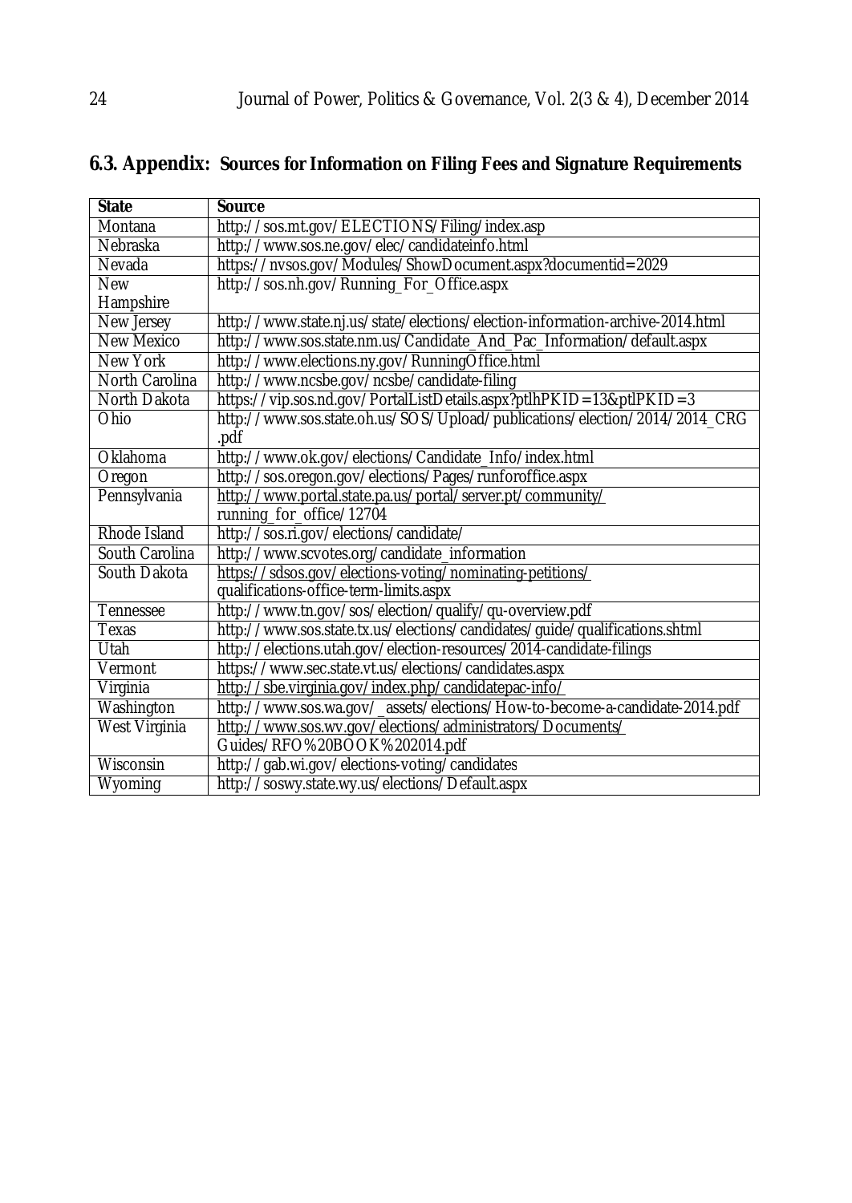## 6.3. Appendix: Sources for Information on Filing Fees and Signature Requirements

| State | Source |
| --- | --- |
| Montana | http://sos.mt.gov/ELECTIONS/Filing/index.asp |
| Nebraska | http://www.sos.ne.gov/elec/candidateinfo.html |
| Nevada | https://nvsos.gov/Modules/ShowDocument.aspx?documentid=2029 |
| New Hampshire | http://sos.nh.gov/Running_For_Office.aspx |
| New Jersey | http://www.state.nj.us/state/elections/election-information-archive-2014.html |
| New Mexico | http://www.sos.state.nm.us/Candidate_And_Pac_Information/default.aspx |
| New York | http://www.elections.ny.gov/RunningOffice.html |
| North Carolina | http://www.ncsbe.gov/ncsbe/candidate-filing |
| North Dakota | https://vip.sos.nd.gov/PortalListDetails.aspx?ptlhPKID=13&ptlPKID=3 |
| Ohio | http://www.sos.state.oh.us/SOS/Upload/publications/election/2014/2014_CRG.pdf |
| Oklahoma | http://www.ok.gov/elections/Candidate_Info/index.html |
| Oregon | http://sos.oregon.gov/elections/Pages/runforoffice.aspx |
| Pennsylvania | http://www.portal.state.pa.us/portal/server.pt/community/running_for_office/12704 |
| Rhode Island | http://sos.ri.gov/elections/candidate/ |
| South Carolina | http://www.scvotes.org/candidate_information |
| South Dakota | https://sdsos.gov/elections-voting/nominating-petitions/qualifications-office-term-limits.aspx |
| Tennessee | http://www.tn.gov/sos/election/qualify/qu-overview.pdf |
| Texas | http://www.sos.state.tx.us/elections/candidates/guide/qualifications.shtml |
| Utah | http://elections.utah.gov/election-resources/2014-candidate-filings |
| Vermont | https://www.sec.state.vt.us/elections/candidates.aspx |
| Virginia | http://sbe.virginia.gov/index.php/candidatepac-info/ |
| Washington | http://www.sos.wa.gov/_assets/elections/How-to-become-a-candidate-2014.pdf |
| West Virginia | http://www.sos.wv.gov/elections/administrators/Documents/Guides/RFO%20BOOK%202014.pdf |
| Wisconsin | http://gab.wi.gov/elections-voting/candidates |
| Wyoming | http://soswy.state.wy.us/elections/Default.aspx |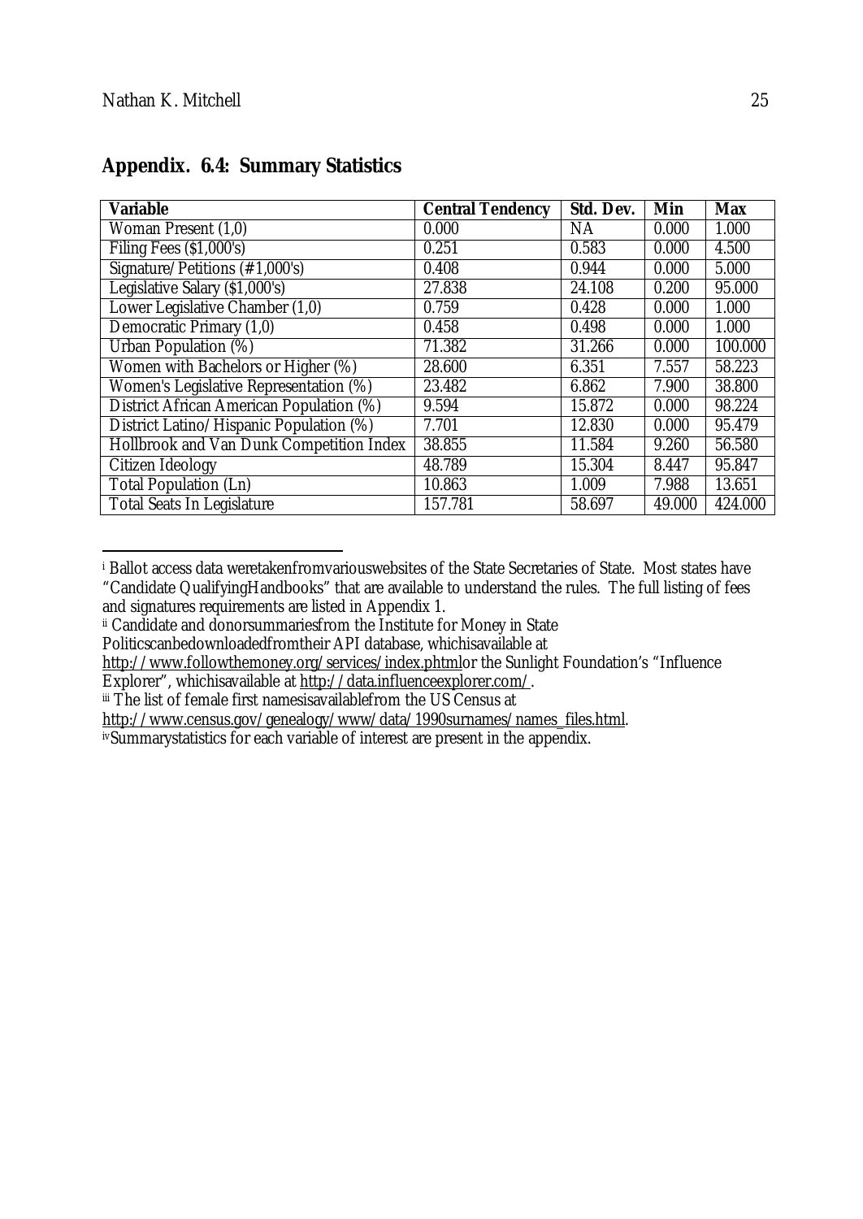## Appendix. 6.4: Summary Statistics

| Variable | Central Tendency | Std. Dev. | Min | Max |
|---|---|---|---|---|
| Woman Present (1,0) | 0.000 | NA | 0.000 | 1.000 |
| Filing Fees ($1,000's) | 0.251 | 0.583 | 0.000 | 4.500 |
| Signature/Petitions (#1,000's) | 0.408 | 0.944 | 0.000 | 5.000 |
| Legislative Salary ($1,000's) | 27.838 | 24.108 | 0.200 | 95.000 |
| Lower Legislative Chamber (1,0) | 0.759 | 0.428 | 0.000 | 1.000 |
| Democratic Primary (1,0) | 0.458 | 0.498 | 0.000 | 1.000 |
| Urban Population (%) | 71.382 | 31.266 | 0.000 | 100.000 |
| Women with Bachelors or Higher (%) | 28.600 | 6.351 | 7.557 | 58.223 |
| Women's Legislative Representation (%) | 23.482 | 6.862 | 7.900 | 38.800 |
| District African American Population (%) | 9.594 | 15.872 | 0.000 | 98.224 |
| District Latino/Hispanic Population (%) | 7.701 | 12.830 | 0.000 | 95.479 |
| Hollbrook and Van Dunk Competition Index | 38.855 | 11.584 | 9.260 | 56.580 |
| Citizen Ideology | 48.789 | 15.304 | 8.447 | 95.847 |
| Total Population (Ln) | 10.863 | 1.009 | 7.988 | 13.651 |
| Total Seats In Legislature | 157.781 | 58.697 | 49.000 | 424.000 |

---

[i] Ballot access data weretakenfromvariouswebsites of the State Secretaries of State. Most states have "Candidate QualifyingHandbooks" that are available to understand the rules. The full listing of fees and signatures requirements are listed in Appendix 1.

[ii] Candidate and donorsummariesfrom the Institute for Money in State Politicscanbedownloadedfromtheir API database, whichisavailable at http://www.followthemoney.org/services/index.phtmlor the Sunlight Foundation's "Influence Explorer", whichisavailable at http://data.influenceexplorer.com/.

[iii] The list of female first namesisavailablefrom the US Census at http://www.census.gov/genealogy/www/data/1990surnames/names_files.html.

[iv] Summarystatistics for each variable of interest are present in the appendix.